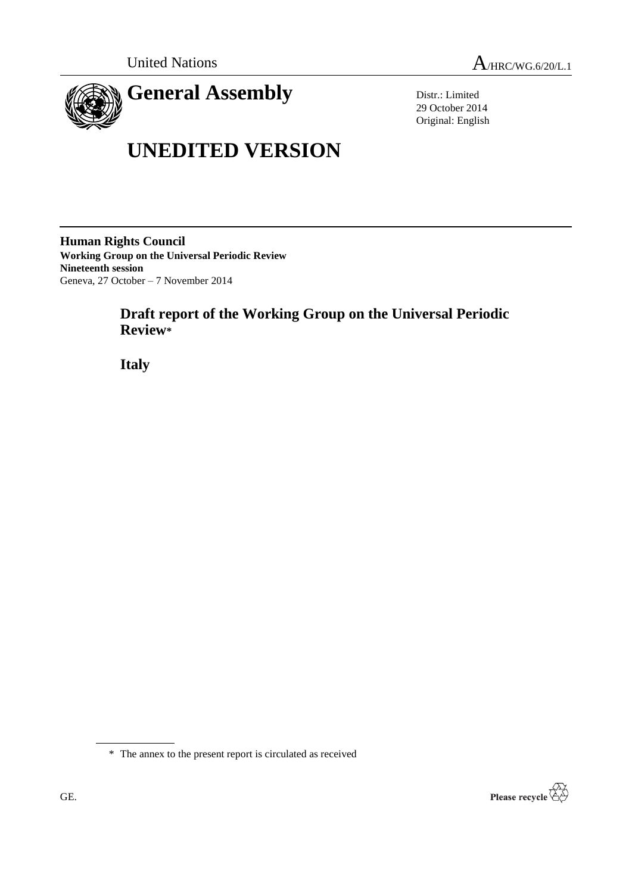United Nations

A/HRC/WG.6/20/L.1

# General Assembly

Distr.: Limited
29 October 2014
Original: English

# UNEDITED VERSION

**Human Rights Council**
**Working Group on the Universal Periodic Review**
**Nineteenth session**
Geneva, 27 October – 7 November 2014

## Draft report of the Working Group on the Universal Periodic Review*

## Italy

\* The annex to the present report is circulated as received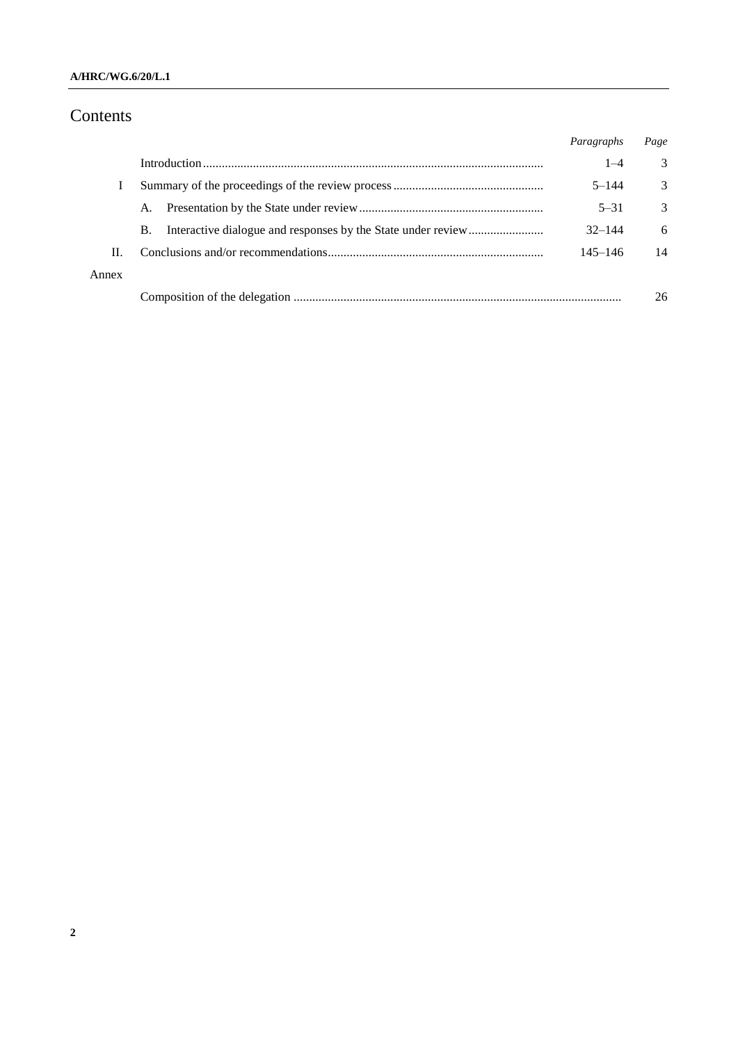# Contents

| | | *Paragraphs* | *Page* |
|---|---|---|---|
| | Introduction | 1–4 | 3 |
| I | Summary of the proceedings of the review process | 5–144 | 3 |
| | A. Presentation by the State under review | 5–31 | 3 |
| | B. Interactive dialogue and responses by the State under review | 32–144 | 6 |
| II. | Conclusions and/or recommendations | 145–146 | 14 |
| Annex | | | |
| | Composition of the delegation | | 26 |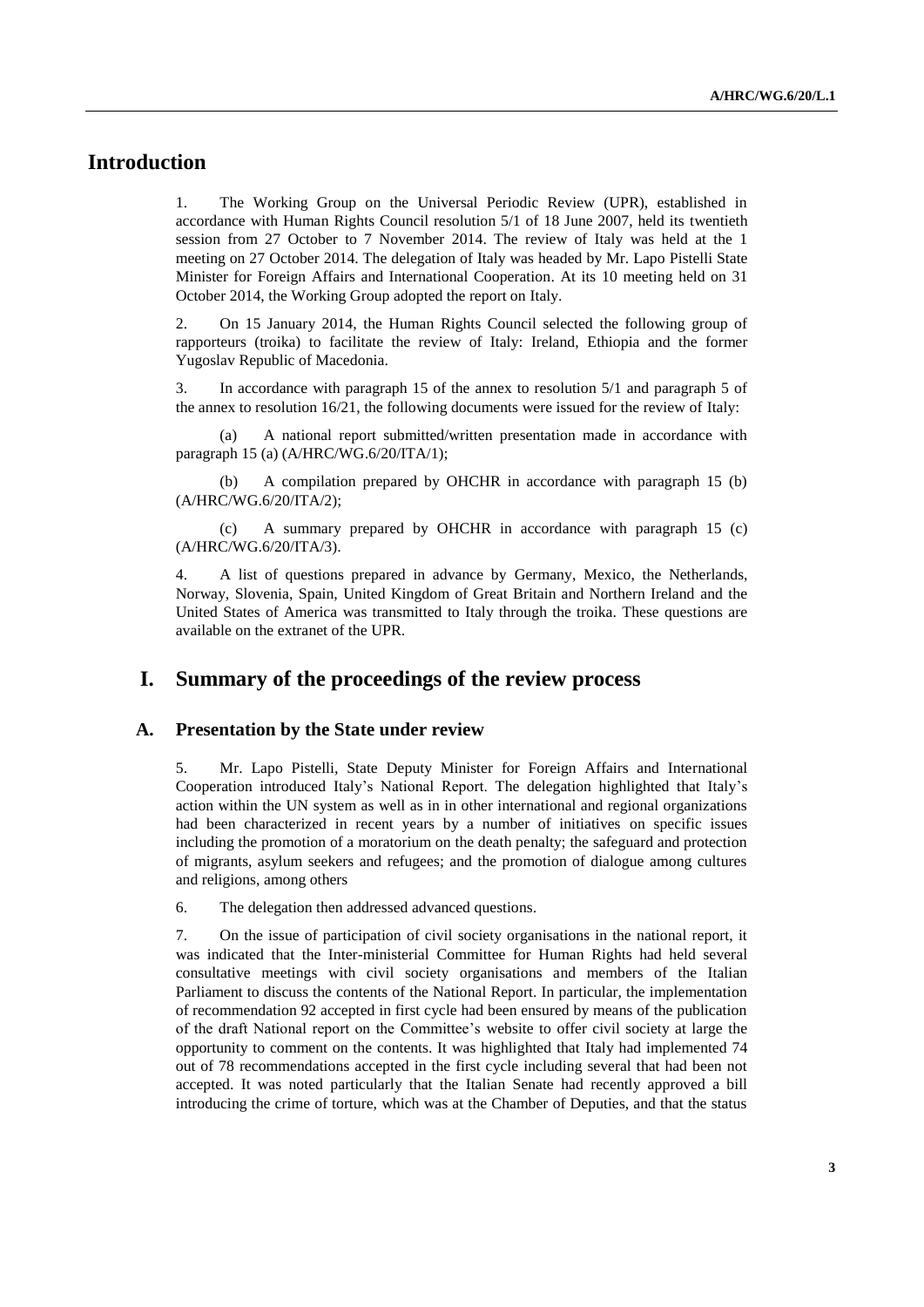# Introduction

1. The Working Group on the Universal Periodic Review (UPR), established in accordance with Human Rights Council resolution 5/1 of 18 June 2007, held its twentieth session from 27 October to 7 November 2014. The review of Italy was held at the 1 meeting on 27 October 2014. The delegation of Italy was headed by Mr. Lapo Pistelli State Minister for Foreign Affairs and International Cooperation. At its 10 meeting held on 31 October 2014, the Working Group adopted the report on Italy.

2. On 15 January 2014, the Human Rights Council selected the following group of rapporteurs (troika) to facilitate the review of Italy: Ireland, Ethiopia and the former Yugoslav Republic of Macedonia.

3. In accordance with paragraph 15 of the annex to resolution 5/1 and paragraph 5 of the annex to resolution 16/21, the following documents were issued for the review of Italy:

(a) A national report submitted/written presentation made in accordance with paragraph 15 (a) (A/HRC/WG.6/20/ITA/1);

(b) A compilation prepared by OHCHR in accordance with paragraph 15 (b) (A/HRC/WG.6/20/ITA/2);

(c) A summary prepared by OHCHR in accordance with paragraph 15 (c) (A/HRC/WG.6/20/ITA/3).

4. A list of questions prepared in advance by Germany, Mexico, the Netherlands, Norway, Slovenia, Spain, United Kingdom of Great Britain and Northern Ireland and the United States of America was transmitted to Italy through the troika. These questions are available on the extranet of the UPR.

# I. Summary of the proceedings of the review process

## A. Presentation by the State under review

5. Mr. Lapo Pistelli, State Deputy Minister for Foreign Affairs and International Cooperation introduced Italy's National Report. The delegation highlighted that Italy's action within the UN system as well as in in other international and regional organizations had been characterized in recent years by a number of initiatives on specific issues including the promotion of a moratorium on the death penalty; the safeguard and protection of migrants, asylum seekers and refugees; and the promotion of dialogue among cultures and religions, among others

6. The delegation then addressed advanced questions.

7. On the issue of participation of civil society organisations in the national report, it was indicated that the Inter-ministerial Committee for Human Rights had held several consultative meetings with civil society organisations and members of the Italian Parliament to discuss the contents of the National Report. In particular, the implementation of recommendation 92 accepted in first cycle had been ensured by means of the publication of the draft National report on the Committee's website to offer civil society at large the opportunity to comment on the contents. It was highlighted that Italy had implemented 74 out of 78 recommendations accepted in the first cycle including several that had been not accepted. It was noted particularly that the Italian Senate had recently approved a bill introducing the crime of torture, which was at the Chamber of Deputies, and that the status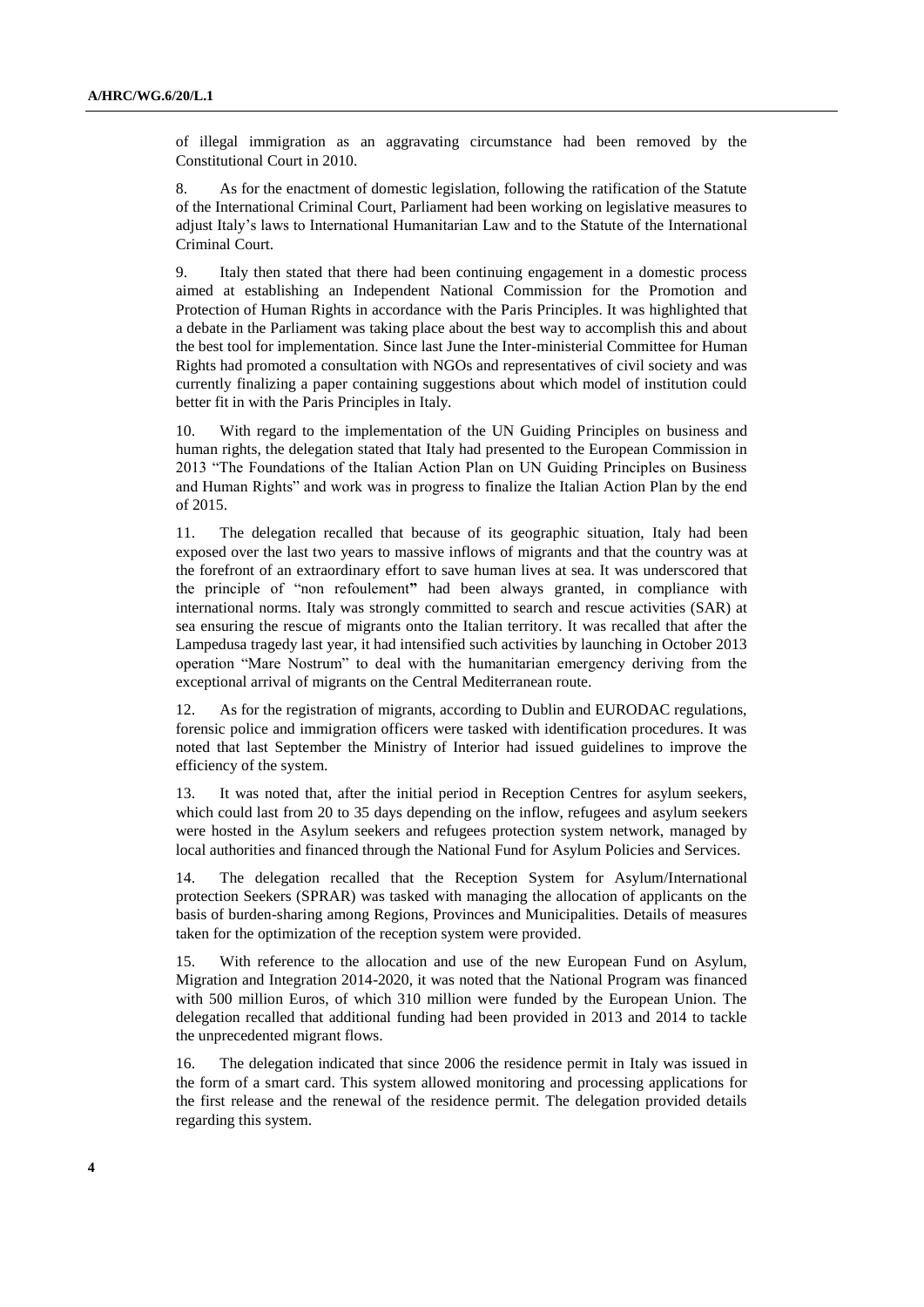of illegal immigration as an aggravating circumstance had been removed by the Constitutional Court in 2010.

8. As for the enactment of domestic legislation, following the ratification of the Statute of the International Criminal Court, Parliament had been working on legislative measures to adjust Italy's laws to International Humanitarian Law and to the Statute of the International Criminal Court.

9. Italy then stated that there had been continuing engagement in a domestic process aimed at establishing an Independent National Commission for the Promotion and Protection of Human Rights in accordance with the Paris Principles. It was highlighted that a debate in the Parliament was taking place about the best way to accomplish this and about the best tool for implementation. Since last June the Inter-ministerial Committee for Human Rights had promoted a consultation with NGOs and representatives of civil society and was currently finalizing a paper containing suggestions about which model of institution could better fit in with the Paris Principles in Italy.

10. With regard to the implementation of the UN Guiding Principles on business and human rights, the delegation stated that Italy had presented to the European Commission in 2013 "The Foundations of the Italian Action Plan on UN Guiding Principles on Business and Human Rights" and work was in progress to finalize the Italian Action Plan by the end of 2015.

11. The delegation recalled that because of its geographic situation, Italy had been exposed over the last two years to massive inflows of migrants and that the country was at the forefront of an extraordinary effort to save human lives at sea. It was underscored that the principle of "non refoulement" had been always granted, in compliance with international norms. Italy was strongly committed to search and rescue activities (SAR) at sea ensuring the rescue of migrants onto the Italian territory. It was recalled that after the Lampedusa tragedy last year, it had intensified such activities by launching in October 2013 operation "Mare Nostrum" to deal with the humanitarian emergency deriving from the exceptional arrival of migrants on the Central Mediterranean route.

12. As for the registration of migrants, according to Dublin and EURODAC regulations, forensic police and immigration officers were tasked with identification procedures. It was noted that last September the Ministry of Interior had issued guidelines to improve the efficiency of the system.

13. It was noted that, after the initial period in Reception Centres for asylum seekers, which could last from 20 to 35 days depending on the inflow, refugees and asylum seekers were hosted in the Asylum seekers and refugees protection system network, managed by local authorities and financed through the National Fund for Asylum Policies and Services.

14. The delegation recalled that the Reception System for Asylum/International protection Seekers (SPRAR) was tasked with managing the allocation of applicants on the basis of burden-sharing among Regions, Provinces and Municipalities. Details of measures taken for the optimization of the reception system were provided.

15. With reference to the allocation and use of the new European Fund on Asylum, Migration and Integration 2014-2020, it was noted that the National Program was financed with 500 million Euros, of which 310 million were funded by the European Union. The delegation recalled that additional funding had been provided in 2013 and 2014 to tackle the unprecedented migrant flows.

16. The delegation indicated that since 2006 the residence permit in Italy was issued in the form of a smart card. This system allowed monitoring and processing applications for the first release and the renewal of the residence permit. The delegation provided details regarding this system.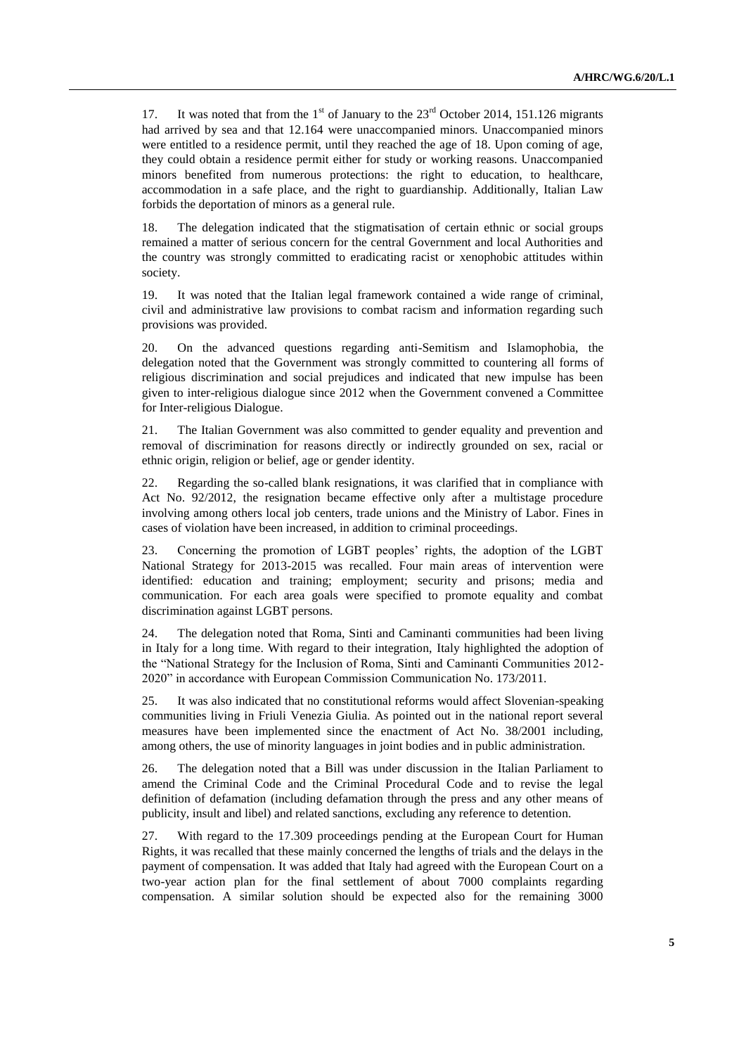17. It was noted that from the 1st of January to the 23rd October 2014, 151.126 migrants had arrived by sea and that 12.164 were unaccompanied minors. Unaccompanied minors were entitled to a residence permit, until they reached the age of 18. Upon coming of age, they could obtain a residence permit either for study or working reasons. Unaccompanied minors benefited from numerous protections: the right to education, to healthcare, accommodation in a safe place, and the right to guardianship. Additionally, Italian Law forbids the deportation of minors as a general rule.

18. The delegation indicated that the stigmatisation of certain ethnic or social groups remained a matter of serious concern for the central Government and local Authorities and the country was strongly committed to eradicating racist or xenophobic attitudes within society.

19. It was noted that the Italian legal framework contained a wide range of criminal, civil and administrative law provisions to combat racism and information regarding such provisions was provided.

20. On the advanced questions regarding anti-Semitism and Islamophobia, the delegation noted that the Government was strongly committed to countering all forms of religious discrimination and social prejudices and indicated that new impulse has been given to inter-religious dialogue since 2012 when the Government convened a Committee for Inter-religious Dialogue.

21. The Italian Government was also committed to gender equality and prevention and removal of discrimination for reasons directly or indirectly grounded on sex, racial or ethnic origin, religion or belief, age or gender identity.

22. Regarding the so-called blank resignations, it was clarified that in compliance with Act No. 92/2012, the resignation became effective only after a multistage procedure involving among others local job centers, trade unions and the Ministry of Labor. Fines in cases of violation have been increased, in addition to criminal proceedings.

23. Concerning the promotion of LGBT peoples' rights, the adoption of the LGBT National Strategy for 2013-2015 was recalled. Four main areas of intervention were identified: education and training; employment; security and prisons; media and communication. For each area goals were specified to promote equality and combat discrimination against LGBT persons.

24. The delegation noted that Roma, Sinti and Caminanti communities had been living in Italy for a long time. With regard to their integration, Italy highlighted the adoption of the "National Strategy for the Inclusion of Roma, Sinti and Caminanti Communities 2012-2020" in accordance with European Commission Communication No. 173/2011.

25. It was also indicated that no constitutional reforms would affect Slovenian-speaking communities living in Friuli Venezia Giulia. As pointed out in the national report several measures have been implemented since the enactment of Act No. 38/2001 including, among others, the use of minority languages in joint bodies and in public administration.

26. The delegation noted that a Bill was under discussion in the Italian Parliament to amend the Criminal Code and the Criminal Procedural Code and to revise the legal definition of defamation (including defamation through the press and any other means of publicity, insult and libel) and related sanctions, excluding any reference to detention.

27. With regard to the 17.309 proceedings pending at the European Court for Human Rights, it was recalled that these mainly concerned the lengths of trials and the delays in the payment of compensation. It was added that Italy had agreed with the European Court on a two-year action plan for the final settlement of about 7000 complaints regarding compensation. A similar solution should be expected also for the remaining 3000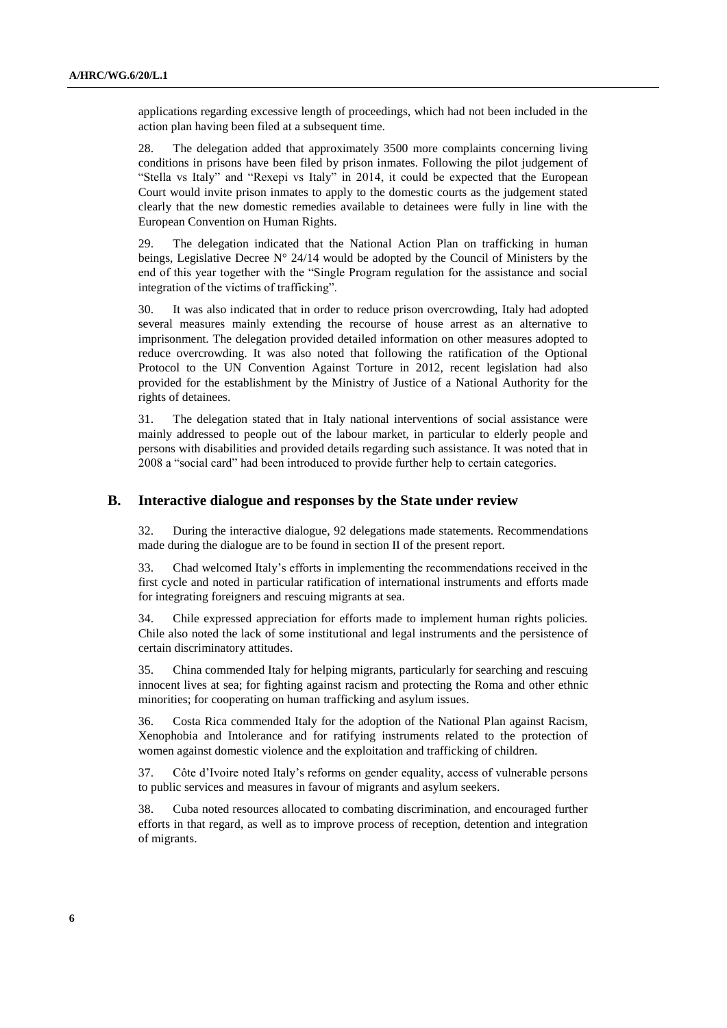applications regarding excessive length of proceedings, which had not been included in the action plan having been filed at a subsequent time.

28. The delegation added that approximately 3500 more complaints concerning living conditions in prisons have been filed by prison inmates. Following the pilot judgement of "Stella vs Italy" and "Rexepi vs Italy" in 2014, it could be expected that the European Court would invite prison inmates to apply to the domestic courts as the judgement stated clearly that the new domestic remedies available to detainees were fully in line with the European Convention on Human Rights.

29. The delegation indicated that the National Action Plan on trafficking in human beings, Legislative Decree N° 24/14 would be adopted by the Council of Ministers by the end of this year together with the "Single Program regulation for the assistance and social integration of the victims of trafficking".

30. It was also indicated that in order to reduce prison overcrowding, Italy had adopted several measures mainly extending the recourse of house arrest as an alternative to imprisonment. The delegation provided detailed information on other measures adopted to reduce overcrowding. It was also noted that following the ratification of the Optional Protocol to the UN Convention Against Torture in 2012, recent legislation had also provided for the establishment by the Ministry of Justice of a National Authority for the rights of detainees.

31. The delegation stated that in Italy national interventions of social assistance were mainly addressed to people out of the labour market, in particular to elderly people and persons with disabilities and provided details regarding such assistance. It was noted that in 2008 a "social card" had been introduced to provide further help to certain categories.

## B. Interactive dialogue and responses by the State under review

32. During the interactive dialogue, 92 delegations made statements. Recommendations made during the dialogue are to be found in section II of the present report.

33. Chad welcomed Italy's efforts in implementing the recommendations received in the first cycle and noted in particular ratification of international instruments and efforts made for integrating foreigners and rescuing migrants at sea.

34. Chile expressed appreciation for efforts made to implement human rights policies. Chile also noted the lack of some institutional and legal instruments and the persistence of certain discriminatory attitudes.

35. China commended Italy for helping migrants, particularly for searching and rescuing innocent lives at sea; for fighting against racism and protecting the Roma and other ethnic minorities; for cooperating on human trafficking and asylum issues.

36. Costa Rica commended Italy for the adoption of the National Plan against Racism, Xenophobia and Intolerance and for ratifying instruments related to the protection of women against domestic violence and the exploitation and trafficking of children.

37. Côte d'Ivoire noted Italy's reforms on gender equality, access of vulnerable persons to public services and measures in favour of migrants and asylum seekers.

38. Cuba noted resources allocated to combating discrimination, and encouraged further efforts in that regard, as well as to improve process of reception, detention and integration of migrants.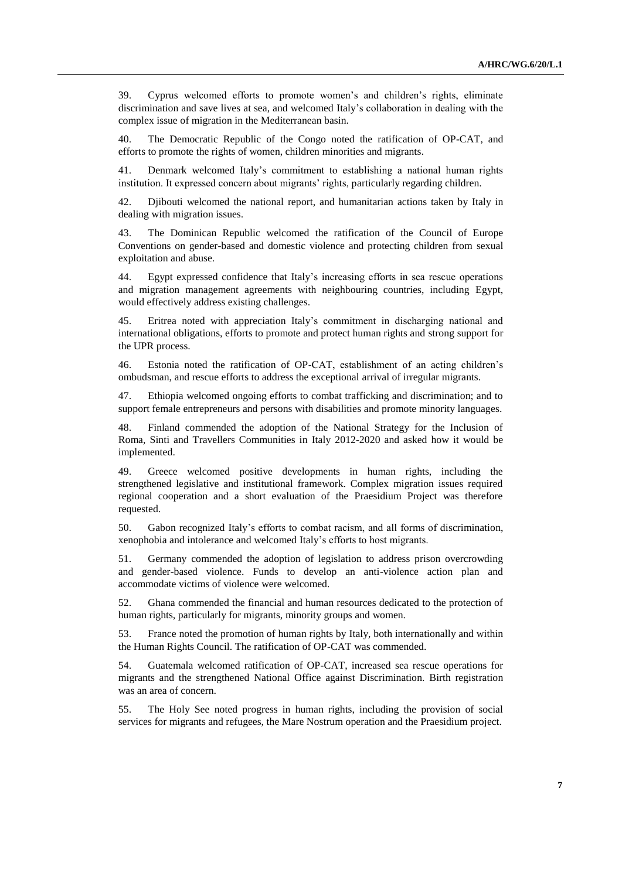39. Cyprus welcomed efforts to promote women's and children's rights, eliminate discrimination and save lives at sea, and welcomed Italy's collaboration in dealing with the complex issue of migration in the Mediterranean basin.

40. The Democratic Republic of the Congo noted the ratification of OP-CAT, and efforts to promote the rights of women, children minorities and migrants.

41. Denmark welcomed Italy's commitment to establishing a national human rights institution. It expressed concern about migrants' rights, particularly regarding children.

42. Djibouti welcomed the national report, and humanitarian actions taken by Italy in dealing with migration issues.

43. The Dominican Republic welcomed the ratification of the Council of Europe Conventions on gender-based and domestic violence and protecting children from sexual exploitation and abuse.

44. Egypt expressed confidence that Italy's increasing efforts in sea rescue operations and migration management agreements with neighbouring countries, including Egypt, would effectively address existing challenges.

45. Eritrea noted with appreciation Italy's commitment in discharging national and international obligations, efforts to promote and protect human rights and strong support for the UPR process.

46. Estonia noted the ratification of OP-CAT, establishment of an acting children's ombudsman, and rescue efforts to address the exceptional arrival of irregular migrants.

47. Ethiopia welcomed ongoing efforts to combat trafficking and discrimination; and to support female entrepreneurs and persons with disabilities and promote minority languages.

48. Finland commended the adoption of the National Strategy for the Inclusion of Roma, Sinti and Travellers Communities in Italy 2012-2020 and asked how it would be implemented.

49. Greece welcomed positive developments in human rights, including the strengthened legislative and institutional framework. Complex migration issues required regional cooperation and a short evaluation of the Praesidium Project was therefore requested.

50. Gabon recognized Italy's efforts to combat racism, and all forms of discrimination, xenophobia and intolerance and welcomed Italy's efforts to host migrants.

51. Germany commended the adoption of legislation to address prison overcrowding and gender-based violence. Funds to develop an anti-violence action plan and accommodate victims of violence were welcomed.

52. Ghana commended the financial and human resources dedicated to the protection of human rights, particularly for migrants, minority groups and women.

53. France noted the promotion of human rights by Italy, both internationally and within the Human Rights Council. The ratification of OP-CAT was commended.

54. Guatemala welcomed ratification of OP-CAT, increased sea rescue operations for migrants and the strengthened National Office against Discrimination. Birth registration was an area of concern.

55. The Holy See noted progress in human rights, including the provision of social services for migrants and refugees, the Mare Nostrum operation and the Praesidium project.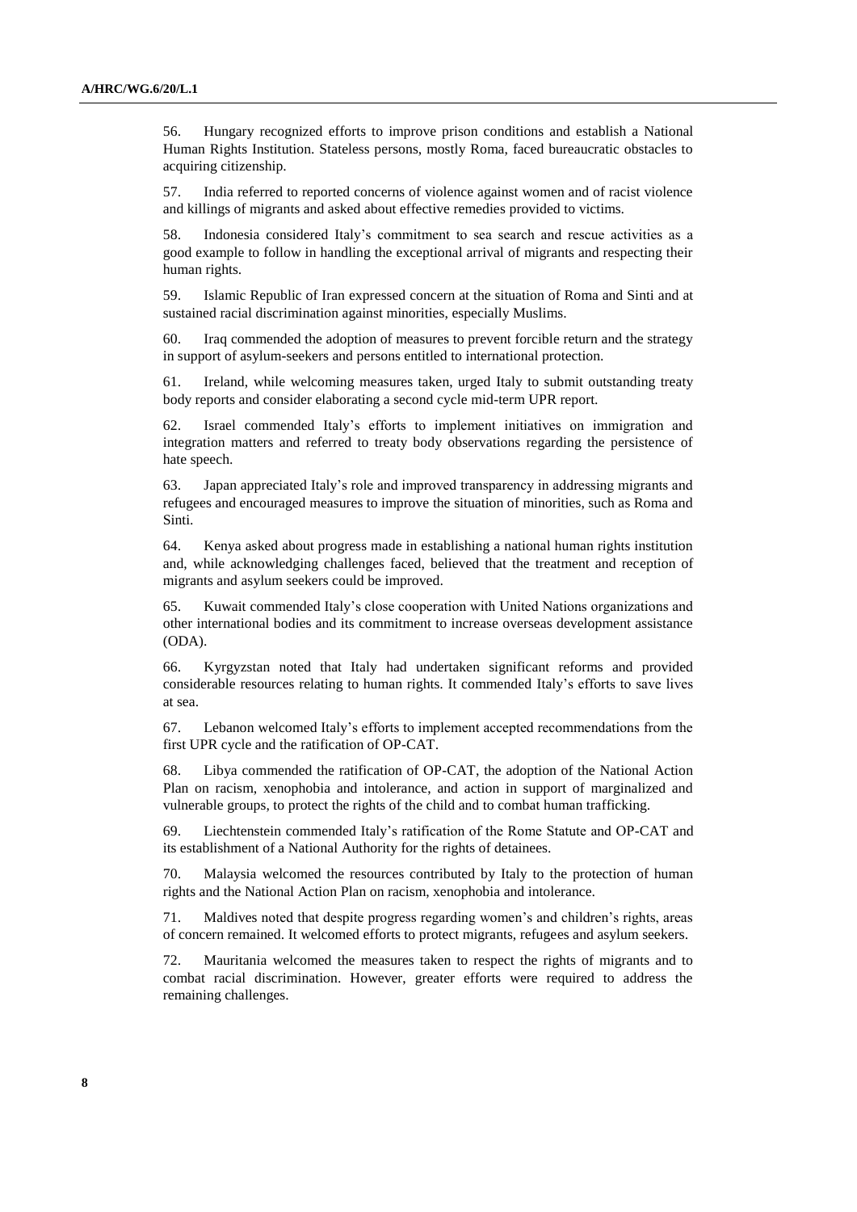56. Hungary recognized efforts to improve prison conditions and establish a National Human Rights Institution. Stateless persons, mostly Roma, faced bureaucratic obstacles to acquiring citizenship.

57. India referred to reported concerns of violence against women and of racist violence and killings of migrants and asked about effective remedies provided to victims.

58. Indonesia considered Italy's commitment to sea search and rescue activities as a good example to follow in handling the exceptional arrival of migrants and respecting their human rights.

59. Islamic Republic of Iran expressed concern at the situation of Roma and Sinti and at sustained racial discrimination against minorities, especially Muslims.

60. Iraq commended the adoption of measures to prevent forcible return and the strategy in support of asylum-seekers and persons entitled to international protection.

61. Ireland, while welcoming measures taken, urged Italy to submit outstanding treaty body reports and consider elaborating a second cycle mid-term UPR report.

62. Israel commended Italy's efforts to implement initiatives on immigration and integration matters and referred to treaty body observations regarding the persistence of hate speech.

63. Japan appreciated Italy's role and improved transparency in addressing migrants and refugees and encouraged measures to improve the situation of minorities, such as Roma and Sinti.

64. Kenya asked about progress made in establishing a national human rights institution and, while acknowledging challenges faced, believed that the treatment and reception of migrants and asylum seekers could be improved.

65. Kuwait commended Italy's close cooperation with United Nations organizations and other international bodies and its commitment to increase overseas development assistance (ODA).

66. Kyrgyzstan noted that Italy had undertaken significant reforms and provided considerable resources relating to human rights. It commended Italy's efforts to save lives at sea.

67. Lebanon welcomed Italy's efforts to implement accepted recommendations from the first UPR cycle and the ratification of OP-CAT.

68. Libya commended the ratification of OP-CAT, the adoption of the National Action Plan on racism, xenophobia and intolerance, and action in support of marginalized and vulnerable groups, to protect the rights of the child and to combat human trafficking.

69. Liechtenstein commended Italy's ratification of the Rome Statute and OP-CAT and its establishment of a National Authority for the rights of detainees.

70. Malaysia welcomed the resources contributed by Italy to the protection of human rights and the National Action Plan on racism, xenophobia and intolerance.

71. Maldives noted that despite progress regarding women's and children's rights, areas of concern remained. It welcomed efforts to protect migrants, refugees and asylum seekers.

72. Mauritania welcomed the measures taken to respect the rights of migrants and to combat racial discrimination. However, greater efforts were required to address the remaining challenges.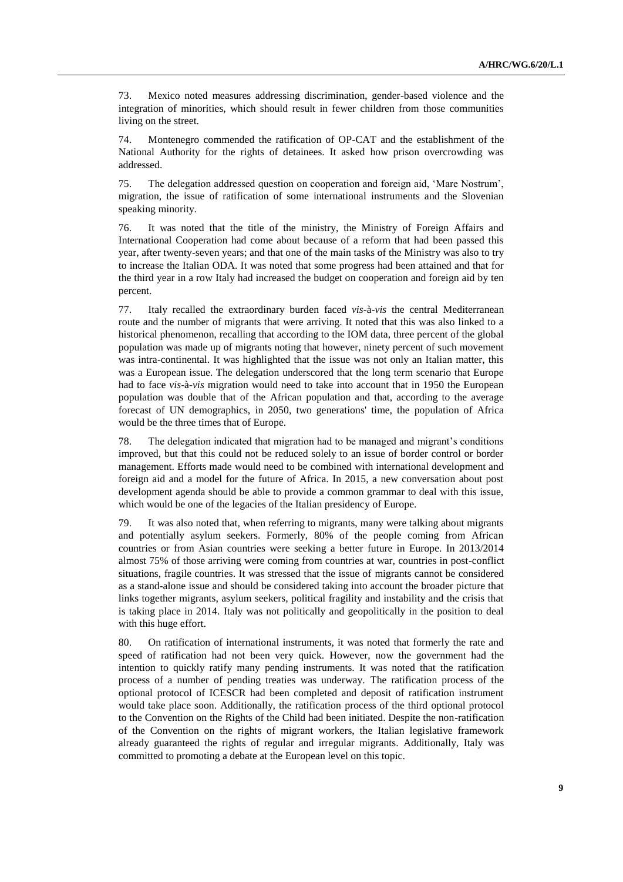73. Mexico noted measures addressing discrimination, gender-based violence and the integration of minorities, which should result in fewer children from those communities living on the street.

74. Montenegro commended the ratification of OP-CAT and the establishment of the National Authority for the rights of detainees. It asked how prison overcrowding was addressed.

75. The delegation addressed question on cooperation and foreign aid, 'Mare Nostrum', migration, the issue of ratification of some international instruments and the Slovenian speaking minority.

76. It was noted that the title of the ministry, the Ministry of Foreign Affairs and International Cooperation had come about because of a reform that had been passed this year, after twenty-seven years; and that one of the main tasks of the Ministry was also to try to increase the Italian ODA. It was noted that some progress had been attained and that for the third year in a row Italy had increased the budget on cooperation and foreign aid by ten percent.

77. Italy recalled the extraordinary burden faced *vis*-à-*vis* the central Mediterranean route and the number of migrants that were arriving. It noted that this was also linked to a historical phenomenon, recalling that according to the IOM data, three percent of the global population was made up of migrants noting that however, ninety percent of such movement was intra-continental. It was highlighted that the issue was not only an Italian matter, this was a European issue. The delegation underscored that the long term scenario that Europe had to face *vis*-à-*vis* migration would need to take into account that in 1950 the European population was double that of the African population and that, according to the average forecast of UN demographics, in 2050, two generations' time, the population of Africa would be the three times that of Europe.

78. The delegation indicated that migration had to be managed and migrant's conditions improved, but that this could not be reduced solely to an issue of border control or border management. Efforts made would need to be combined with international development and foreign aid and a model for the future of Africa. In 2015, a new conversation about post development agenda should be able to provide a common grammar to deal with this issue, which would be one of the legacies of the Italian presidency of Europe.

79. It was also noted that, when referring to migrants, many were talking about migrants and potentially asylum seekers. Formerly, 80% of the people coming from African countries or from Asian countries were seeking a better future in Europe. In 2013/2014 almost 75% of those arriving were coming from countries at war, countries in post-conflict situations, fragile countries. It was stressed that the issue of migrants cannot be considered as a stand-alone issue and should be considered taking into account the broader picture that links together migrants, asylum seekers, political fragility and instability and the crisis that is taking place in 2014. Italy was not politically and geopolitically in the position to deal with this huge effort.

80. On ratification of international instruments, it was noted that formerly the rate and speed of ratification had not been very quick. However, now the government had the intention to quickly ratify many pending instruments. It was noted that the ratification process of a number of pending treaties was underway. The ratification process of the optional protocol of ICESCR had been completed and deposit of ratification instrument would take place soon. Additionally, the ratification process of the third optional protocol to the Convention on the Rights of the Child had been initiated. Despite the non-ratification of the Convention on the rights of migrant workers, the Italian legislative framework already guaranteed the rights of regular and irregular migrants. Additionally, Italy was committed to promoting a debate at the European level on this topic.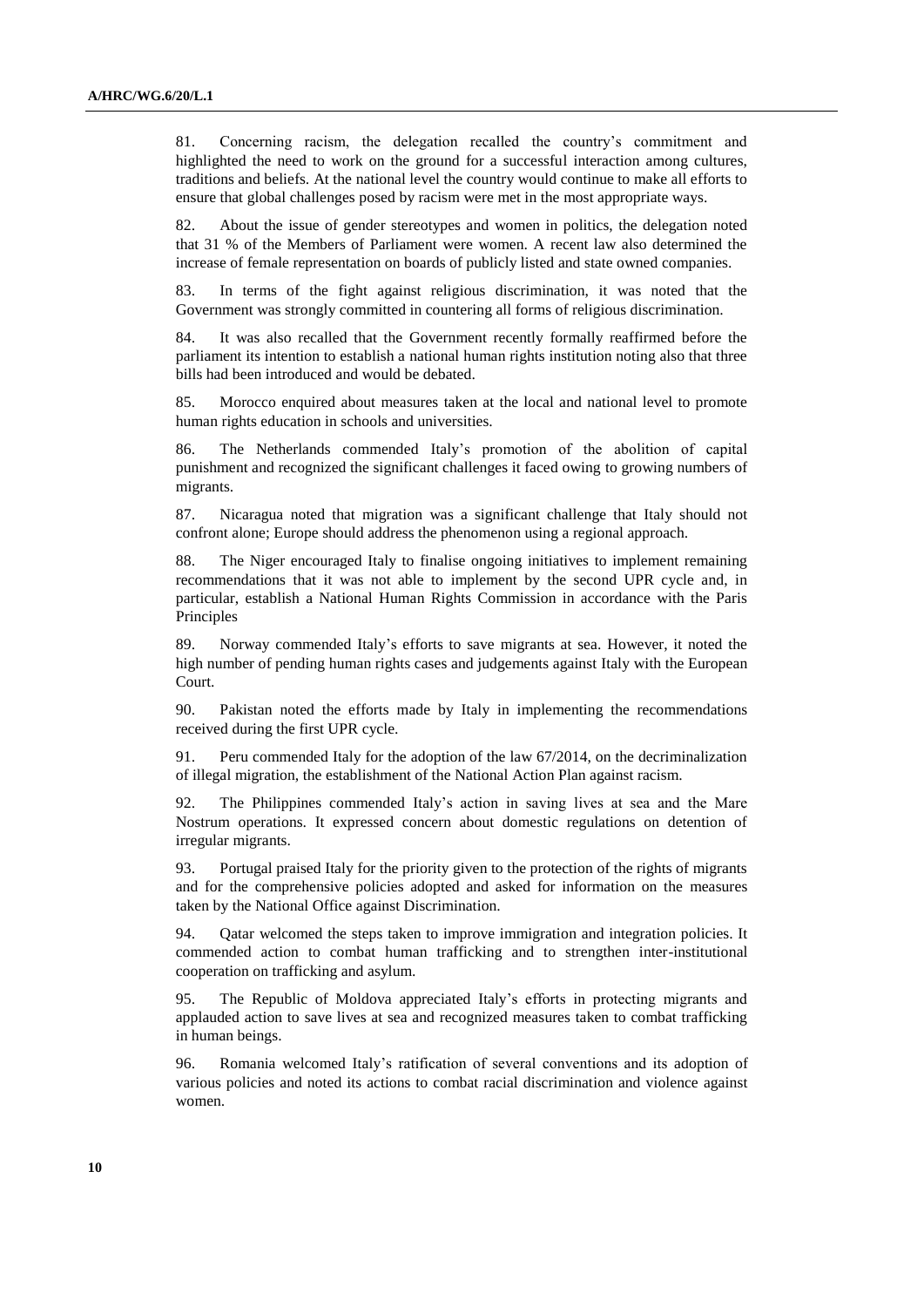81. Concerning racism, the delegation recalled the country's commitment and highlighted the need to work on the ground for a successful interaction among cultures, traditions and beliefs. At the national level the country would continue to make all efforts to ensure that global challenges posed by racism were met in the most appropriate ways.

82. About the issue of gender stereotypes and women in politics, the delegation noted that 31 % of the Members of Parliament were women. A recent law also determined the increase of female representation on boards of publicly listed and state owned companies.

83. In terms of the fight against religious discrimination, it was noted that the Government was strongly committed in countering all forms of religious discrimination.

84. It was also recalled that the Government recently formally reaffirmed before the parliament its intention to establish a national human rights institution noting also that three bills had been introduced and would be debated.

85. Morocco enquired about measures taken at the local and national level to promote human rights education in schools and universities.

86. The Netherlands commended Italy's promotion of the abolition of capital punishment and recognized the significant challenges it faced owing to growing numbers of migrants.

87. Nicaragua noted that migration was a significant challenge that Italy should not confront alone; Europe should address the phenomenon using a regional approach.

88. The Niger encouraged Italy to finalise ongoing initiatives to implement remaining recommendations that it was not able to implement by the second UPR cycle and, in particular, establish a National Human Rights Commission in accordance with the Paris Principles

89. Norway commended Italy's efforts to save migrants at sea. However, it noted the high number of pending human rights cases and judgements against Italy with the European Court.

90. Pakistan noted the efforts made by Italy in implementing the recommendations received during the first UPR cycle.

91. Peru commended Italy for the adoption of the law 67/2014, on the decriminalization of illegal migration, the establishment of the National Action Plan against racism.

92. The Philippines commended Italy's action in saving lives at sea and the Mare Nostrum operations. It expressed concern about domestic regulations on detention of irregular migrants.

93. Portugal praised Italy for the priority given to the protection of the rights of migrants and for the comprehensive policies adopted and asked for information on the measures taken by the National Office against Discrimination.

94. Qatar welcomed the steps taken to improve immigration and integration policies. It commended action to combat human trafficking and to strengthen inter-institutional cooperation on trafficking and asylum.

95. The Republic of Moldova appreciated Italy's efforts in protecting migrants and applauded action to save lives at sea and recognized measures taken to combat trafficking in human beings.

96. Romania welcomed Italy's ratification of several conventions and its adoption of various policies and noted its actions to combat racial discrimination and violence against women.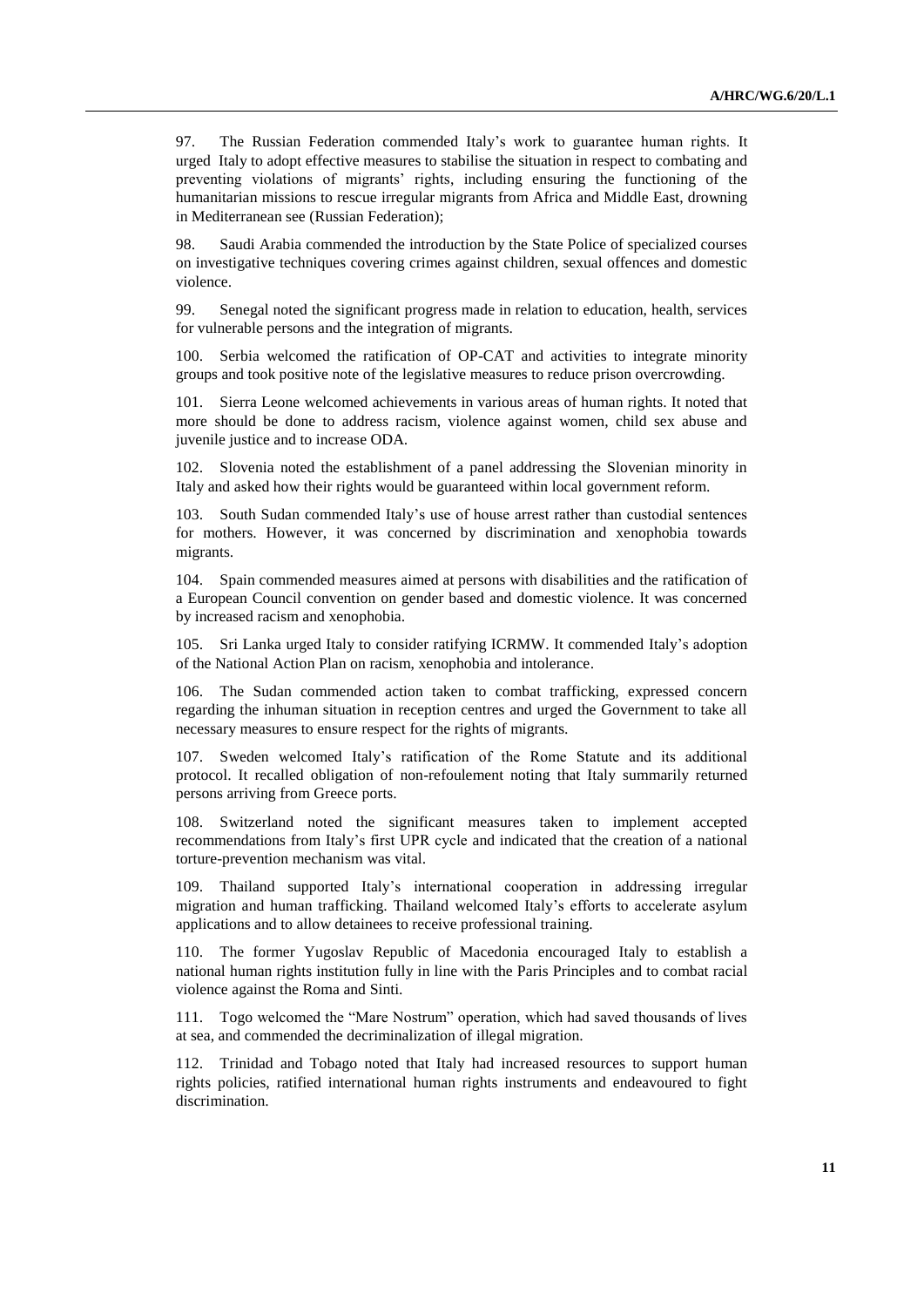97. The Russian Federation commended Italy's work to guarantee human rights. It urged Italy to adopt effective measures to stabilise the situation in respect to combating and preventing violations of migrants' rights, including ensuring the functioning of the humanitarian missions to rescue irregular migrants from Africa and Middle East, drowning in Mediterranean see (Russian Federation);

98. Saudi Arabia commended the introduction by the State Police of specialized courses on investigative techniques covering crimes against children, sexual offences and domestic violence.

99. Senegal noted the significant progress made in relation to education, health, services for vulnerable persons and the integration of migrants.

100. Serbia welcomed the ratification of OP-CAT and activities to integrate minority groups and took positive note of the legislative measures to reduce prison overcrowding.

101. Sierra Leone welcomed achievements in various areas of human rights. It noted that more should be done to address racism, violence against women, child sex abuse and juvenile justice and to increase ODA.

102. Slovenia noted the establishment of a panel addressing the Slovenian minority in Italy and asked how their rights would be guaranteed within local government reform.

103. South Sudan commended Italy's use of house arrest rather than custodial sentences for mothers. However, it was concerned by discrimination and xenophobia towards migrants.

104. Spain commended measures aimed at persons with disabilities and the ratification of a European Council convention on gender based and domestic violence. It was concerned by increased racism and xenophobia.

105. Sri Lanka urged Italy to consider ratifying ICRMW. It commended Italy's adoption of the National Action Plan on racism, xenophobia and intolerance.

106. The Sudan commended action taken to combat trafficking, expressed concern regarding the inhuman situation in reception centres and urged the Government to take all necessary measures to ensure respect for the rights of migrants.

107. Sweden welcomed Italy's ratification of the Rome Statute and its additional protocol. It recalled obligation of non-refoulement noting that Italy summarily returned persons arriving from Greece ports.

108. Switzerland noted the significant measures taken to implement accepted recommendations from Italy's first UPR cycle and indicated that the creation of a national torture-prevention mechanism was vital.

109. Thailand supported Italy's international cooperation in addressing irregular migration and human trafficking. Thailand welcomed Italy's efforts to accelerate asylum applications and to allow detainees to receive professional training.

110. The former Yugoslav Republic of Macedonia encouraged Italy to establish a national human rights institution fully in line with the Paris Principles and to combat racial violence against the Roma and Sinti.

111. Togo welcomed the "Mare Nostrum" operation, which had saved thousands of lives at sea, and commended the decriminalization of illegal migration.

112. Trinidad and Tobago noted that Italy had increased resources to support human rights policies, ratified international human rights instruments and endeavoured to fight discrimination.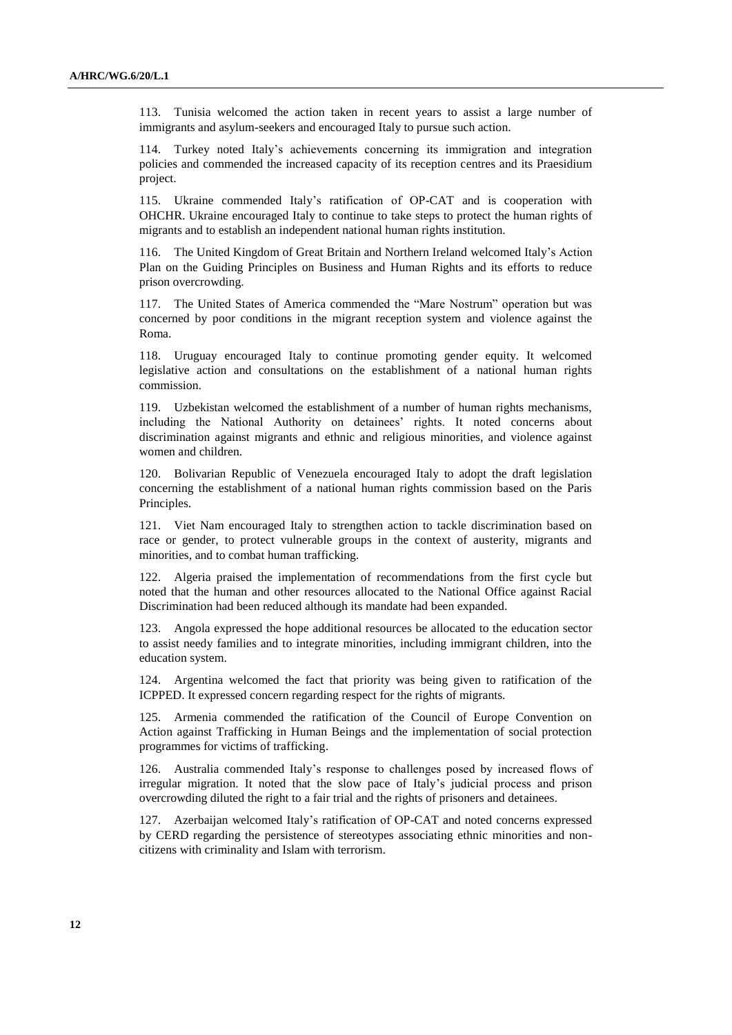113. Tunisia welcomed the action taken in recent years to assist a large number of immigrants and asylum-seekers and encouraged Italy to pursue such action.

114. Turkey noted Italy's achievements concerning its immigration and integration policies and commended the increased capacity of its reception centres and its Praesidium project.

115. Ukraine commended Italy's ratification of OP-CAT and is cooperation with OHCHR. Ukraine encouraged Italy to continue to take steps to protect the human rights of migrants and to establish an independent national human rights institution.

116. The United Kingdom of Great Britain and Northern Ireland welcomed Italy's Action Plan on the Guiding Principles on Business and Human Rights and its efforts to reduce prison overcrowding.

117. The United States of America commended the "Mare Nostrum" operation but was concerned by poor conditions in the migrant reception system and violence against the Roma.

118. Uruguay encouraged Italy to continue promoting gender equity. It welcomed legislative action and consultations on the establishment of a national human rights commission.

119. Uzbekistan welcomed the establishment of a number of human rights mechanisms, including the National Authority on detainees' rights. It noted concerns about discrimination against migrants and ethnic and religious minorities, and violence against women and children.

120. Bolivarian Republic of Venezuela encouraged Italy to adopt the draft legislation concerning the establishment of a national human rights commission based on the Paris Principles.

121. Viet Nam encouraged Italy to strengthen action to tackle discrimination based on race or gender, to protect vulnerable groups in the context of austerity, migrants and minorities, and to combat human trafficking.

122. Algeria praised the implementation of recommendations from the first cycle but noted that the human and other resources allocated to the National Office against Racial Discrimination had been reduced although its mandate had been expanded.

123. Angola expressed the hope additional resources be allocated to the education sector to assist needy families and to integrate minorities, including immigrant children, into the education system.

124. Argentina welcomed the fact that priority was being given to ratification of the ICPPED. It expressed concern regarding respect for the rights of migrants.

125. Armenia commended the ratification of the Council of Europe Convention on Action against Trafficking in Human Beings and the implementation of social protection programmes for victims of trafficking.

126. Australia commended Italy's response to challenges posed by increased flows of irregular migration. It noted that the slow pace of Italy's judicial process and prison overcrowding diluted the right to a fair trial and the rights of prisoners and detainees.

127. Azerbaijan welcomed Italy's ratification of OP-CAT and noted concerns expressed by CERD regarding the persistence of stereotypes associating ethnic minorities and non-citizens with criminality and Islam with terrorism.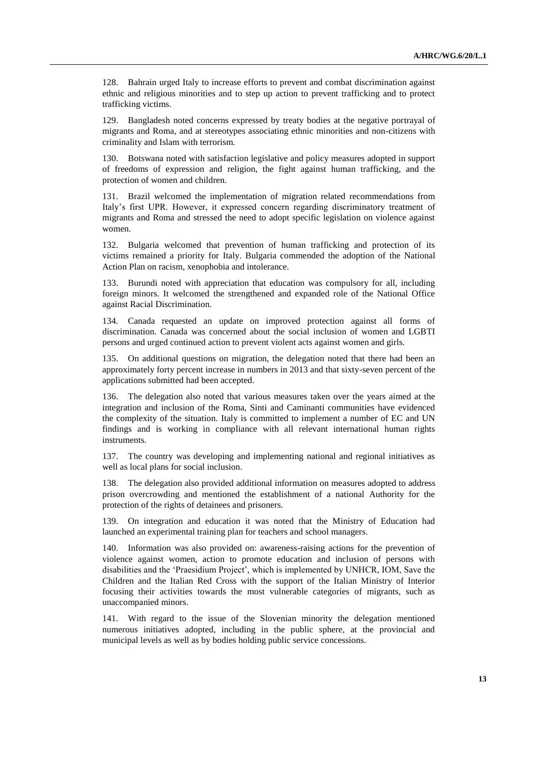128. Bahrain urged Italy to increase efforts to prevent and combat discrimination against ethnic and religious minorities and to step up action to prevent trafficking and to protect trafficking victims.

129. Bangladesh noted concerns expressed by treaty bodies at the negative portrayal of migrants and Roma, and at stereotypes associating ethnic minorities and non-citizens with criminality and Islam with terrorism.

130. Botswana noted with satisfaction legislative and policy measures adopted in support of freedoms of expression and religion, the fight against human trafficking, and the protection of women and children.

131. Brazil welcomed the implementation of migration related recommendations from Italy's first UPR. However, it expressed concern regarding discriminatory treatment of migrants and Roma and stressed the need to adopt specific legislation on violence against women.

132. Bulgaria welcomed that prevention of human trafficking and protection of its victims remained a priority for Italy. Bulgaria commended the adoption of the National Action Plan on racism, xenophobia and intolerance.

133. Burundi noted with appreciation that education was compulsory for all, including foreign minors. It welcomed the strengthened and expanded role of the National Office against Racial Discrimination.

134. Canada requested an update on improved protection against all forms of discrimination. Canada was concerned about the social inclusion of women and LGBTI persons and urged continued action to prevent violent acts against women and girls.

135. On additional questions on migration, the delegation noted that there had been an approximately forty percent increase in numbers in 2013 and that sixty-seven percent of the applications submitted had been accepted.

136. The delegation also noted that various measures taken over the years aimed at the integration and inclusion of the Roma, Sinti and Caminanti communities have evidenced the complexity of the situation. Italy is committed to implement a number of EC and UN findings and is working in compliance with all relevant international human rights instruments.

137. The country was developing and implementing national and regional initiatives as well as local plans for social inclusion.

138. The delegation also provided additional information on measures adopted to address prison overcrowding and mentioned the establishment of a national Authority for the protection of the rights of detainees and prisoners.

139. On integration and education it was noted that the Ministry of Education had launched an experimental training plan for teachers and school managers.

140. Information was also provided on: awareness-raising actions for the prevention of violence against women, action to promote education and inclusion of persons with disabilities and the 'Praesidium Project', which is implemented by UNHCR, IOM, Save the Children and the Italian Red Cross with the support of the Italian Ministry of Interior focusing their activities towards the most vulnerable categories of migrants, such as unaccompanied minors.

141. With regard to the issue of the Slovenian minority the delegation mentioned numerous initiatives adopted, including in the public sphere, at the provincial and municipal levels as well as by bodies holding public service concessions.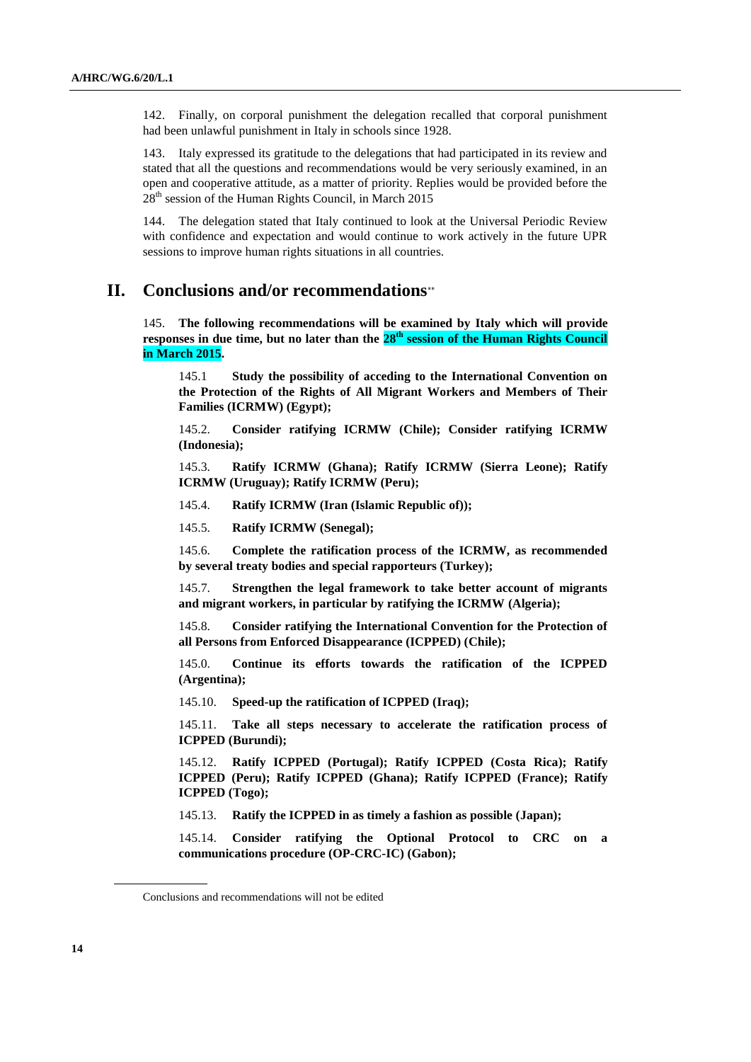142. Finally, on corporal punishment the delegation recalled that corporal punishment had been unlawful punishment in Italy in schools since 1928.

143. Italy expressed its gratitude to the delegations that had participated in its review and stated that all the questions and recommendations would be very seriously examined, in an open and cooperative attitude, as a matter of priority. Replies would be provided before the 28th session of the Human Rights Council, in March 2015

144. The delegation stated that Italy continued to look at the Universal Periodic Review with confidence and expectation and would continue to work actively in the future UPR sessions to improve human rights situations in all countries.

## II. Conclusions and/or recommendations**

145. **The following recommendations will be examined by Italy which will provide responses in due time, but no later than the 28th session of the Human Rights Council in March 2015.**

145.1 **Study the possibility of acceding to the International Convention on the Protection of the Rights of All Migrant Workers and Members of Their Families (ICRMW) (Egypt);**

145.2. **Consider ratifying ICRMW (Chile); Consider ratifying ICRMW (Indonesia);**

145.3. **Ratify ICRMW (Ghana); Ratify ICRMW (Sierra Leone); Ratify ICRMW (Uruguay); Ratify ICRMW (Peru);**

145.4. **Ratify ICRMW (Iran (Islamic Republic of));**

145.5. **Ratify ICRMW (Senegal);**

145.6. **Complete the ratification process of the ICRMW, as recommended by several treaty bodies and special rapporteurs (Turkey);**

145.7. **Strengthen the legal framework to take better account of migrants and migrant workers, in particular by ratifying the ICRMW (Algeria);**

145.8. **Consider ratifying the International Convention for the Protection of all Persons from Enforced Disappearance (ICPPED) (Chile);**

145.0. **Continue its efforts towards the ratification of the ICPPED (Argentina);**

145.10. **Speed-up the ratification of ICPPED (Iraq);**

145.11. **Take all steps necessary to accelerate the ratification process of ICPPED (Burundi);**

145.12. **Ratify ICPPED (Portugal); Ratify ICPPED (Costa Rica); Ratify ICPPED (Peru); Ratify ICPPED (Ghana); Ratify ICPPED (France); Ratify ICPPED (Togo);**

145.13. **Ratify the ICPPED in as timely a fashion as possible (Japan);**

145.14. **Consider ratifying the Optional Protocol to CRC on a communications procedure (OP-CRC-IC) (Gabon);**

---

Conclusions and recommendations will not be edited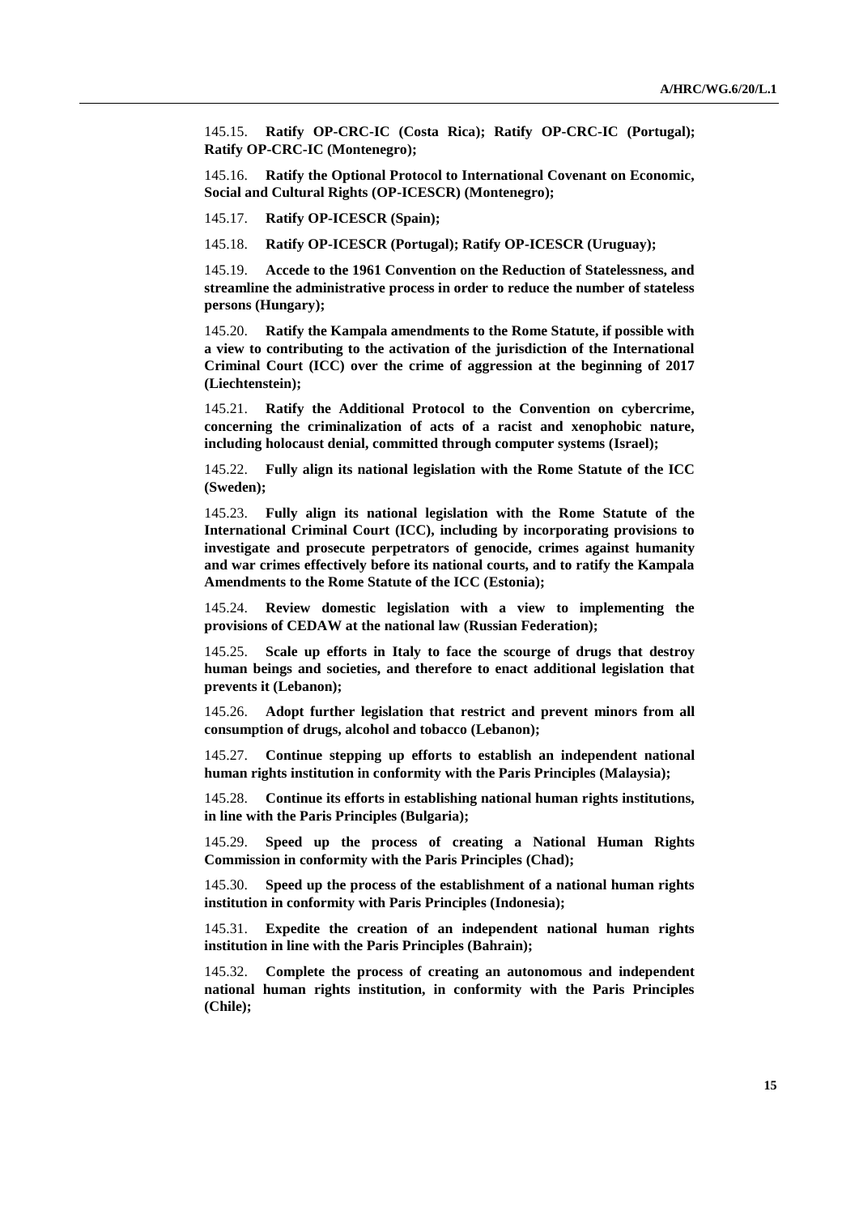145.15. **Ratify OP-CRC-IC (Costa Rica); Ratify OP-CRC-IC (Portugal); Ratify OP-CRC-IC (Montenegro);**

145.16. **Ratify the Optional Protocol to International Covenant on Economic, Social and Cultural Rights (OP-ICESCR) (Montenegro);**

145.17. **Ratify OP-ICESCR (Spain);**

145.18. **Ratify OP-ICESCR (Portugal); Ratify OP-ICESCR (Uruguay);**

145.19. **Accede to the 1961 Convention on the Reduction of Statelessness, and streamline the administrative process in order to reduce the number of stateless persons (Hungary);**

145.20. **Ratify the Kampala amendments to the Rome Statute, if possible with a view to contributing to the activation of the jurisdiction of the International Criminal Court (ICC) over the crime of aggression at the beginning of 2017 (Liechtenstein);**

145.21. **Ratify the Additional Protocol to the Convention on cybercrime, concerning the criminalization of acts of a racist and xenophobic nature, including holocaust denial, committed through computer systems (Israel);**

145.22. **Fully align its national legislation with the Rome Statute of the ICC (Sweden);**

145.23. **Fully align its national legislation with the Rome Statute of the International Criminal Court (ICC), including by incorporating provisions to investigate and prosecute perpetrators of genocide, crimes against humanity and war crimes effectively before its national courts, and to ratify the Kampala Amendments to the Rome Statute of the ICC (Estonia);**

145.24. **Review domestic legislation with a view to implementing the provisions of CEDAW at the national law (Russian Federation);**

145.25. **Scale up efforts in Italy to face the scourge of drugs that destroy human beings and societies, and therefore to enact additional legislation that prevents it (Lebanon);**

145.26. **Adopt further legislation that restrict and prevent minors from all consumption of drugs, alcohol and tobacco (Lebanon);**

145.27. **Continue stepping up efforts to establish an independent national human rights institution in conformity with the Paris Principles (Malaysia);**

145.28. **Continue its efforts in establishing national human rights institutions, in line with the Paris Principles (Bulgaria);**

145.29. **Speed up the process of creating a National Human Rights Commission in conformity with the Paris Principles (Chad);**

145.30. **Speed up the process of the establishment of a national human rights institution in conformity with Paris Principles (Indonesia);**

145.31. **Expedite the creation of an independent national human rights institution in line with the Paris Principles (Bahrain);**

145.32. **Complete the process of creating an autonomous and independent national human rights institution, in conformity with the Paris Principles (Chile);**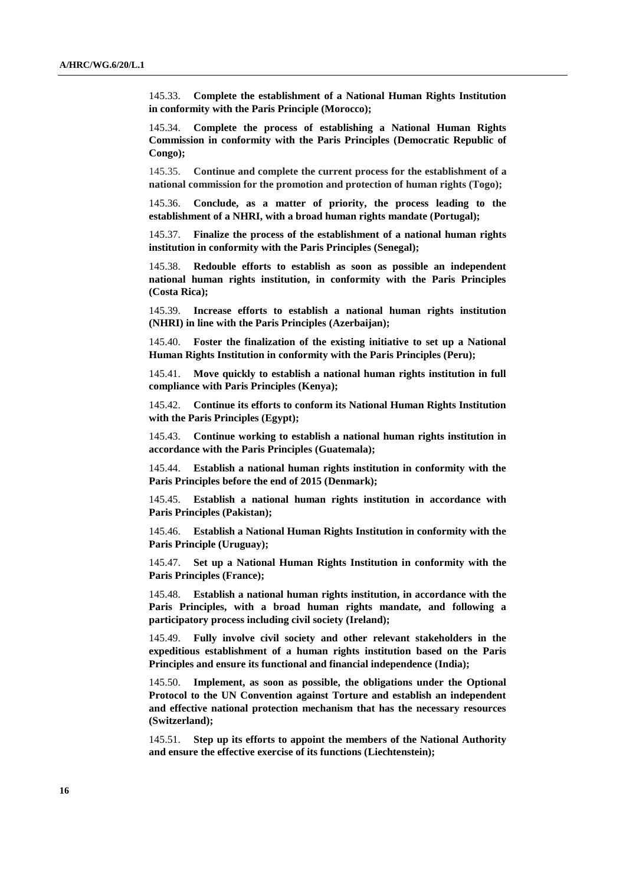145.33. **Complete the establishment of a National Human Rights Institution in conformity with the Paris Principle (Morocco);**

145.34. **Complete the process of establishing a National Human Rights Commission in conformity with the Paris Principles (Democratic Republic of Congo);**

145.35. **Continue and complete the current process for the establishment of a national commission for the promotion and protection of human rights (Togo);**

145.36. **Conclude, as a matter of priority, the process leading to the establishment of a NHRI, with a broad human rights mandate (Portugal);**

145.37. **Finalize the process of the establishment of a national human rights institution in conformity with the Paris Principles (Senegal);**

145.38. **Redouble efforts to establish as soon as possible an independent national human rights institution, in conformity with the Paris Principles (Costa Rica);**

145.39. **Increase efforts to establish a national human rights institution (NHRI) in line with the Paris Principles (Azerbaijan);**

145.40. **Foster the finalization of the existing initiative to set up a National Human Rights Institution in conformity with the Paris Principles (Peru);**

145.41. **Move quickly to establish a national human rights institution in full compliance with Paris Principles (Kenya);**

145.42. **Continue its efforts to conform its National Human Rights Institution with the Paris Principles (Egypt);**

145.43. **Continue working to establish a national human rights institution in accordance with the Paris Principles (Guatemala);**

145.44. **Establish a national human rights institution in conformity with the Paris Principles before the end of 2015 (Denmark);**

145.45. **Establish a national human rights institution in accordance with Paris Principles (Pakistan);**

145.46. **Establish a National Human Rights Institution in conformity with the Paris Principle (Uruguay);**

145.47. **Set up a National Human Rights Institution in conformity with the Paris Principles (France);**

145.48. **Establish a national human rights institution, in accordance with the Paris Principles, with a broad human rights mandate, and following a participatory process including civil society (Ireland);**

145.49. **Fully involve civil society and other relevant stakeholders in the expeditious establishment of a human rights institution based on the Paris Principles and ensure its functional and financial independence (India);**

145.50. **Implement, as soon as possible, the obligations under the Optional Protocol to the UN Convention against Torture and establish an independent and effective national protection mechanism that has the necessary resources (Switzerland);**

145.51. **Step up its efforts to appoint the members of the National Authority and ensure the effective exercise of its functions (Liechtenstein);**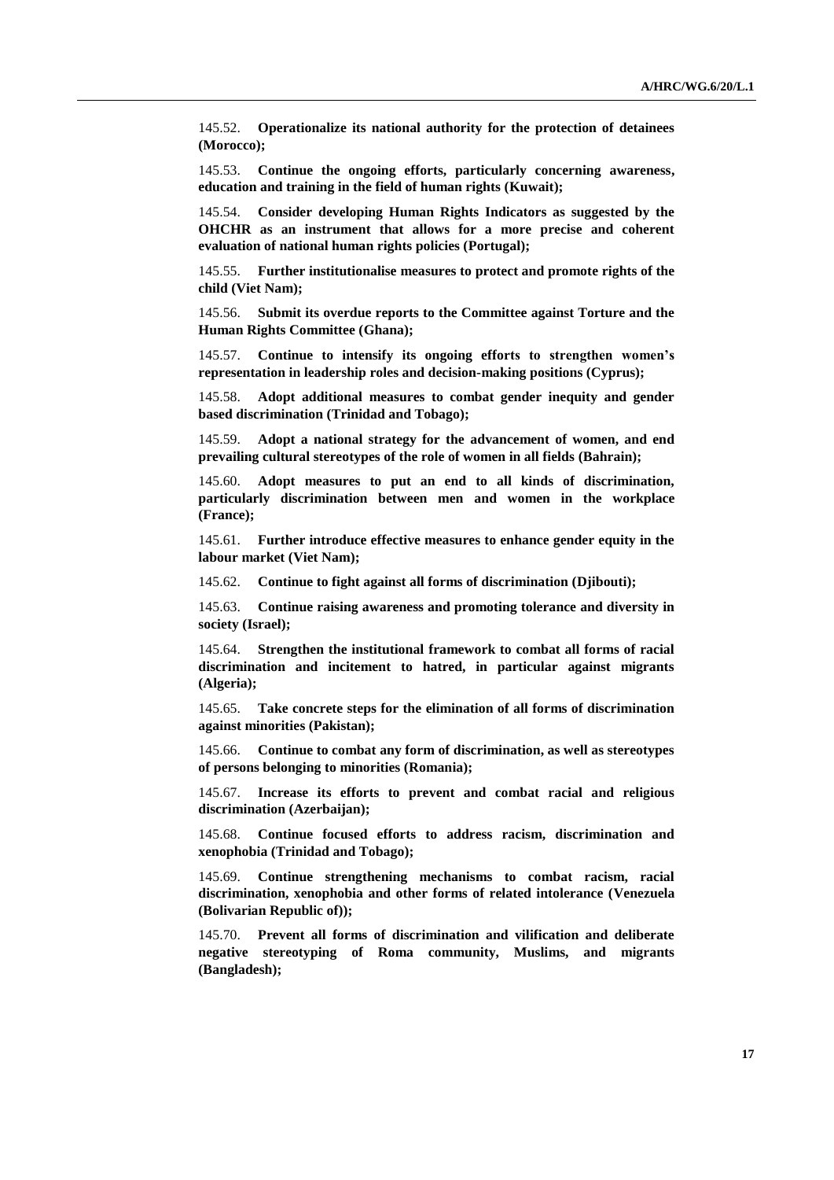145.52. **Operationalize its national authority for the protection of detainees (Morocco);**

145.53. **Continue the ongoing efforts, particularly concerning awareness, education and training in the field of human rights (Kuwait);**

145.54. **Consider developing Human Rights Indicators as suggested by the OHCHR as an instrument that allows for a more precise and coherent evaluation of national human rights policies (Portugal);**

145.55. **Further institutionalise measures to protect and promote rights of the child (Viet Nam);**

145.56. **Submit its overdue reports to the Committee against Torture and the Human Rights Committee (Ghana);**

145.57. **Continue to intensify its ongoing efforts to strengthen women's representation in leadership roles and decision-making positions (Cyprus);**

145.58. **Adopt additional measures to combat gender inequity and gender based discrimination (Trinidad and Tobago);**

145.59. **Adopt a national strategy for the advancement of women, and end prevailing cultural stereotypes of the role of women in all fields (Bahrain);**

145.60. **Adopt measures to put an end to all kinds of discrimination, particularly discrimination between men and women in the workplace (France);**

145.61. **Further introduce effective measures to enhance gender equity in the labour market (Viet Nam);**

145.62. **Continue to fight against all forms of discrimination (Djibouti);**

145.63. **Continue raising awareness and promoting tolerance and diversity in society (Israel);**

145.64. **Strengthen the institutional framework to combat all forms of racial discrimination and incitement to hatred, in particular against migrants (Algeria);**

145.65. **Take concrete steps for the elimination of all forms of discrimination against minorities (Pakistan);**

145.66. **Continue to combat any form of discrimination, as well as stereotypes of persons belonging to minorities (Romania);**

145.67. **Increase its efforts to prevent and combat racial and religious discrimination (Azerbaijan);**

145.68. **Continue focused efforts to address racism, discrimination and xenophobia (Trinidad and Tobago);**

145.69. **Continue strengthening mechanisms to combat racism, racial discrimination, xenophobia and other forms of related intolerance (Venezuela (Bolivarian Republic of));**

145.70. **Prevent all forms of discrimination and vilification and deliberate negative stereotyping of Roma community, Muslims, and migrants (Bangladesh);**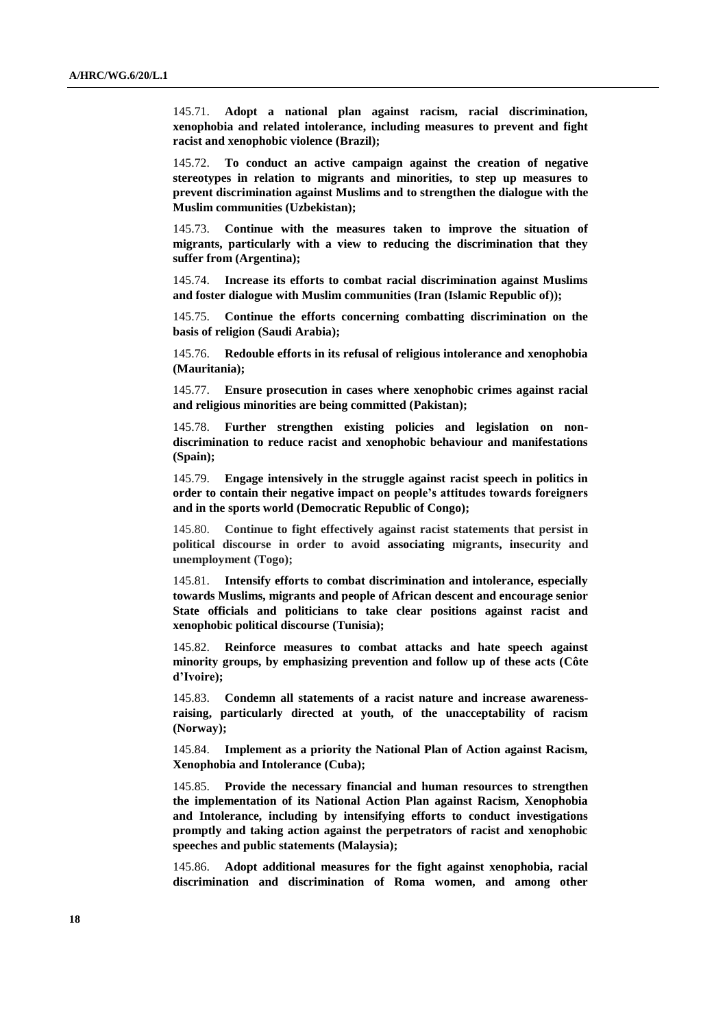145.71. **Adopt a national plan against racism, racial discrimination, xenophobia and related intolerance, including measures to prevent and fight racist and xenophobic violence (Brazil);**

145.72. **To conduct an active campaign against the creation of negative stereotypes in relation to migrants and minorities, to step up measures to prevent discrimination against Muslims and to strengthen the dialogue with the Muslim communities (Uzbekistan);**

145.73. **Continue with the measures taken to improve the situation of migrants, particularly with a view to reducing the discrimination that they suffer from (Argentina);**

145.74. **Increase its efforts to combat racial discrimination against Muslims and foster dialogue with Muslim communities (Iran (Islamic Republic of));**

145.75. **Continue the efforts concerning combatting discrimination on the basis of religion (Saudi Arabia);**

145.76. **Redouble efforts in its refusal of religious intolerance and xenophobia (Mauritania);**

145.77. **Ensure prosecution in cases where xenophobic crimes against racial and religious minorities are being committed (Pakistan);**

145.78. **Further strengthen existing policies and legislation on non-discrimination to reduce racist and xenophobic behaviour and manifestations (Spain);**

145.79. **Engage intensively in the struggle against racist speech in politics in order to contain their negative impact on people's attitudes towards foreigners and in the sports world (Democratic Republic of Congo);**

145.80. **Continue to fight effectively against racist statements that persist in political discourse in order to avoid associating migrants, insecurity and unemployment (Togo);**

145.81. **Intensify efforts to combat discrimination and intolerance, especially towards Muslims, migrants and people of African descent and encourage senior State officials and politicians to take clear positions against racist and xenophobic political discourse (Tunisia);**

145.82. **Reinforce measures to combat attacks and hate speech against minority groups, by emphasizing prevention and follow up of these acts (Côte d'Ivoire);**

145.83. **Condemn all statements of a racist nature and increase awareness-raising, particularly directed at youth, of the unacceptability of racism (Norway);**

145.84. **Implement as a priority the National Plan of Action against Racism, Xenophobia and Intolerance (Cuba);**

145.85. **Provide the necessary financial and human resources to strengthen the implementation of its National Action Plan against Racism, Xenophobia and Intolerance, including by intensifying efforts to conduct investigations promptly and taking action against the perpetrators of racist and xenophobic speeches and public statements (Malaysia);**

145.86. **Adopt additional measures for the fight against xenophobia, racial discrimination and discrimination of Roma women, and among other**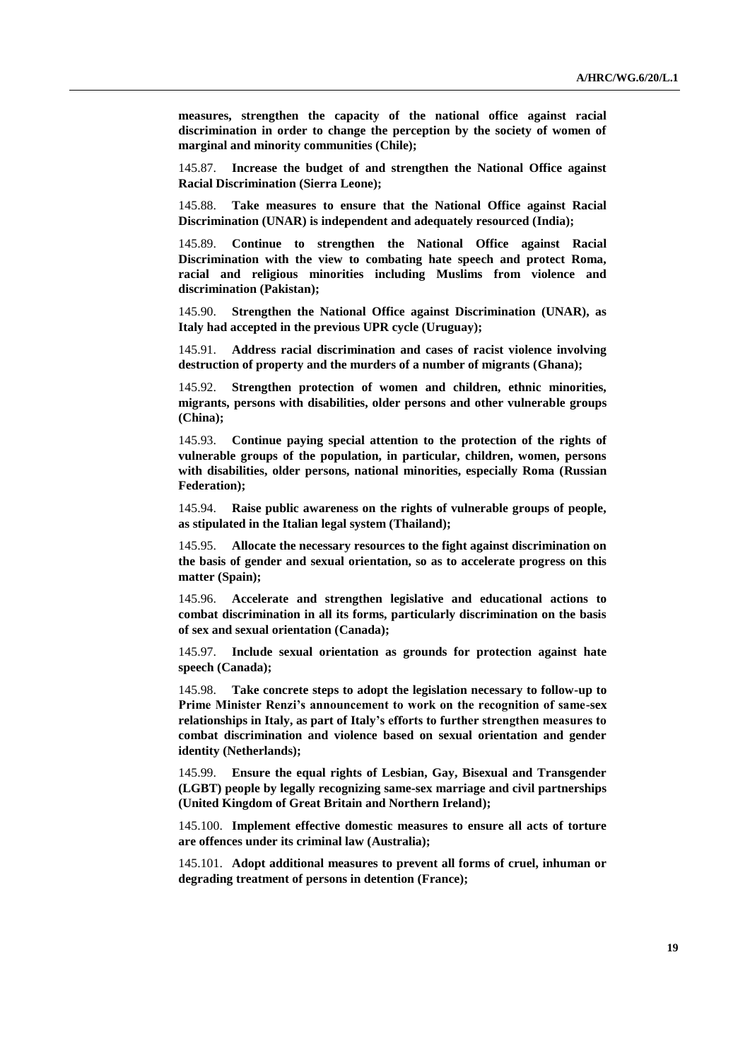**measures, strengthen the capacity of the national office against racial discrimination in order to change the perception by the society of women of marginal and minority communities (Chile);**

145.87. **Increase the budget of and strengthen the National Office against Racial Discrimination (Sierra Leone);**

145.88. **Take measures to ensure that the National Office against Racial Discrimination (UNAR) is independent and adequately resourced (India);**

145.89. **Continue to strengthen the National Office against Racial Discrimination with the view to combating hate speech and protect Roma, racial and religious minorities including Muslims from violence and discrimination (Pakistan);**

145.90. **Strengthen the National Office against Discrimination (UNAR), as Italy had accepted in the previous UPR cycle (Uruguay);**

145.91. **Address racial discrimination and cases of racist violence involving destruction of property and the murders of a number of migrants (Ghana);**

145.92. **Strengthen protection of women and children, ethnic minorities, migrants, persons with disabilities, older persons and other vulnerable groups (China);**

145.93. **Continue paying special attention to the protection of the rights of vulnerable groups of the population, in particular, children, women, persons with disabilities, older persons, national minorities, especially Roma (Russian Federation);**

145.94. **Raise public awareness on the rights of vulnerable groups of people, as stipulated in the Italian legal system (Thailand);**

145.95. **Allocate the necessary resources to the fight against discrimination on the basis of gender and sexual orientation, so as to accelerate progress on this matter (Spain);**

145.96. **Accelerate and strengthen legislative and educational actions to combat discrimination in all its forms, particularly discrimination on the basis of sex and sexual orientation (Canada);**

145.97. **Include sexual orientation as grounds for protection against hate speech (Canada);**

145.98. **Take concrete steps to adopt the legislation necessary to follow-up to Prime Minister Renzi's announcement to work on the recognition of same-sex relationships in Italy, as part of Italy's efforts to further strengthen measures to combat discrimination and violence based on sexual orientation and gender identity (Netherlands);**

145.99. **Ensure the equal rights of Lesbian, Gay, Bisexual and Transgender (LGBT) people by legally recognizing same-sex marriage and civil partnerships (United Kingdom of Great Britain and Northern Ireland);**

145.100. **Implement effective domestic measures to ensure all acts of torture are offences under its criminal law (Australia);**

145.101. **Adopt additional measures to prevent all forms of cruel, inhuman or degrading treatment of persons in detention (France);**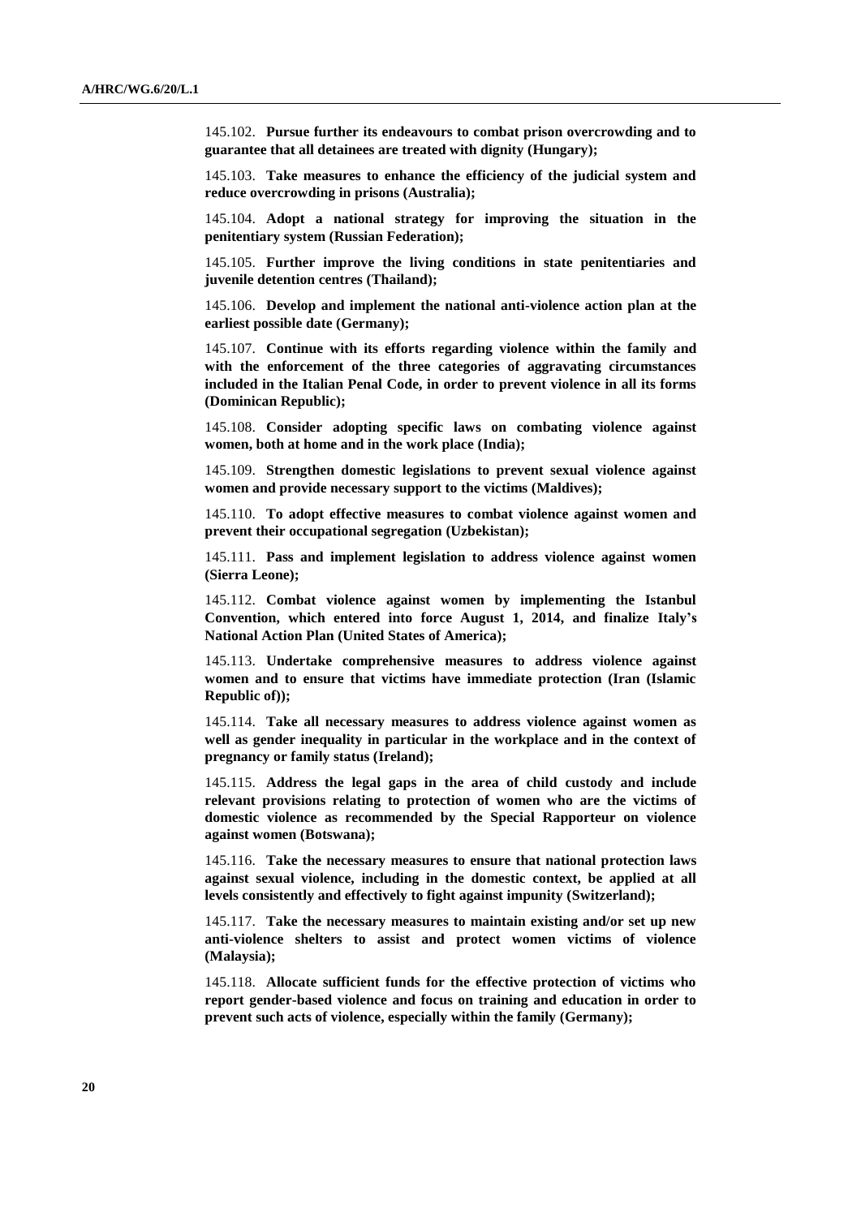145.102. **Pursue further its endeavours to combat prison overcrowding and to guarantee that all detainees are treated with dignity (Hungary);**

145.103. **Take measures to enhance the efficiency of the judicial system and reduce overcrowding in prisons (Australia);**

145.104. **Adopt a national strategy for improving the situation in the penitentiary system (Russian Federation);**

145.105. **Further improve the living conditions in state penitentiaries and juvenile detention centres (Thailand);**

145.106. **Develop and implement the national anti-violence action plan at the earliest possible date (Germany);**

145.107. **Continue with its efforts regarding violence within the family and with the enforcement of the three categories of aggravating circumstances included in the Italian Penal Code, in order to prevent violence in all its forms (Dominican Republic);**

145.108. **Consider adopting specific laws on combating violence against women, both at home and in the work place (India);**

145.109. **Strengthen domestic legislations to prevent sexual violence against women and provide necessary support to the victims (Maldives);**

145.110. **To adopt effective measures to combat violence against women and prevent their occupational segregation (Uzbekistan);**

145.111. **Pass and implement legislation to address violence against women (Sierra Leone);**

145.112. **Combat violence against women by implementing the Istanbul Convention, which entered into force August 1, 2014, and finalize Italy's National Action Plan (United States of America);**

145.113. **Undertake comprehensive measures to address violence against women and to ensure that victims have immediate protection (Iran (Islamic Republic of));**

145.114. **Take all necessary measures to address violence against women as well as gender inequality in particular in the workplace and in the context of pregnancy or family status (Ireland);**

145.115. **Address the legal gaps in the area of child custody and include relevant provisions relating to protection of women who are the victims of domestic violence as recommended by the Special Rapporteur on violence against women (Botswana);**

145.116. **Take the necessary measures to ensure that national protection laws against sexual violence, including in the domestic context, be applied at all levels consistently and effectively to fight against impunity (Switzerland);**

145.117. **Take the necessary measures to maintain existing and/or set up new anti-violence shelters to assist and protect women victims of violence (Malaysia);**

145.118. **Allocate sufficient funds for the effective protection of victims who report gender-based violence and focus on training and education in order to prevent such acts of violence, especially within the family (Germany);**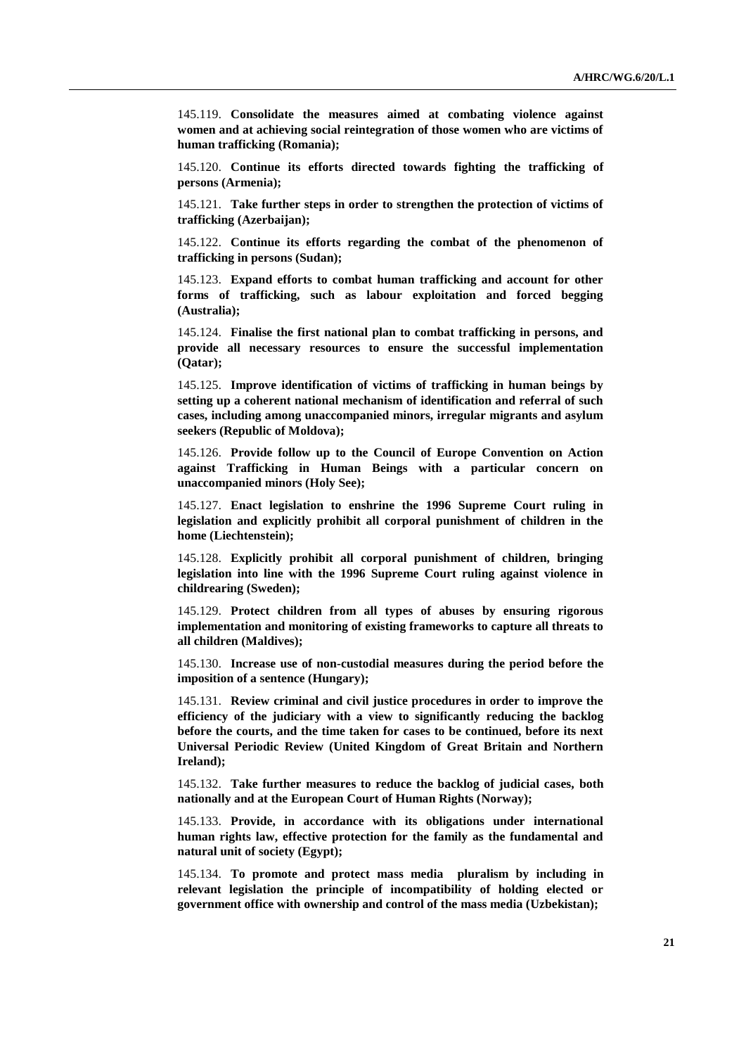145.119. **Consolidate the measures aimed at combating violence against women and at achieving social reintegration of those women who are victims of human trafficking (Romania);**

145.120. **Continue its efforts directed towards fighting the trafficking of persons (Armenia);**

145.121. **Take further steps in order to strengthen the protection of victims of trafficking (Azerbaijan);**

145.122. **Continue its efforts regarding the combat of the phenomenon of trafficking in persons (Sudan);**

145.123. **Expand efforts to combat human trafficking and account for other forms of trafficking, such as labour exploitation and forced begging (Australia);**

145.124. **Finalise the first national plan to combat trafficking in persons, and provide all necessary resources to ensure the successful implementation (Qatar);**

145.125. **Improve identification of victims of trafficking in human beings by setting up a coherent national mechanism of identification and referral of such cases, including among unaccompanied minors, irregular migrants and asylum seekers (Republic of Moldova);**

145.126. **Provide follow up to the Council of Europe Convention on Action against Trafficking in Human Beings with a particular concern on unaccompanied minors (Holy See);**

145.127. **Enact legislation to enshrine the 1996 Supreme Court ruling in legislation and explicitly prohibit all corporal punishment of children in the home (Liechtenstein);**

145.128. **Explicitly prohibit all corporal punishment of children, bringing legislation into line with the 1996 Supreme Court ruling against violence in childrearing (Sweden);**

145.129. **Protect children from all types of abuses by ensuring rigorous implementation and monitoring of existing frameworks to capture all threats to all children (Maldives);**

145.130. **Increase use of non-custodial measures during the period before the imposition of a sentence (Hungary);**

145.131. **Review criminal and civil justice procedures in order to improve the efficiency of the judiciary with a view to significantly reducing the backlog before the courts, and the time taken for cases to be continued, before its next Universal Periodic Review (United Kingdom of Great Britain and Northern Ireland);**

145.132. **Take further measures to reduce the backlog of judicial cases, both nationally and at the European Court of Human Rights (Norway);**

145.133. **Provide, in accordance with its obligations under international human rights law, effective protection for the family as the fundamental and natural unit of society (Egypt);**

145.134. **To promote and protect mass media pluralism by including in relevant legislation the principle of incompatibility of holding elected or government office with ownership and control of the mass media (Uzbekistan);**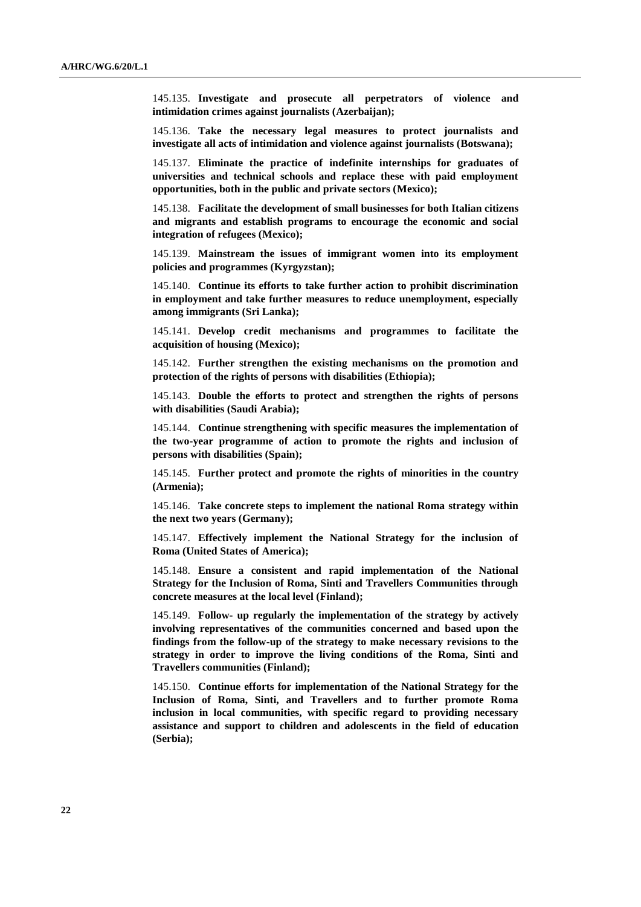145.135. **Investigate and prosecute all perpetrators of violence and intimidation crimes against journalists (Azerbaijan);**

145.136. **Take the necessary legal measures to protect journalists and investigate all acts of intimidation and violence against journalists (Botswana);**

145.137. **Eliminate the practice of indefinite internships for graduates of universities and technical schools and replace these with paid employment opportunities, both in the public and private sectors (Mexico);**

145.138. **Facilitate the development of small businesses for both Italian citizens and migrants and establish programs to encourage the economic and social integration of refugees (Mexico);**

145.139. **Mainstream the issues of immigrant women into its employment policies and programmes (Kyrgyzstan);**

145.140. **Continue its efforts to take further action to prohibit discrimination in employment and take further measures to reduce unemployment, especially among immigrants (Sri Lanka);**

145.141. **Develop credit mechanisms and programmes to facilitate the acquisition of housing (Mexico);**

145.142. **Further strengthen the existing mechanisms on the promotion and protection of the rights of persons with disabilities (Ethiopia);**

145.143. **Double the efforts to protect and strengthen the rights of persons with disabilities (Saudi Arabia);**

145.144. **Continue strengthening with specific measures the implementation of the two-year programme of action to promote the rights and inclusion of persons with disabilities (Spain);**

145.145. **Further protect and promote the rights of minorities in the country (Armenia);**

145.146. **Take concrete steps to implement the national Roma strategy within the next two years (Germany);**

145.147. **Effectively implement the National Strategy for the inclusion of Roma (United States of America);**

145.148. **Ensure a consistent and rapid implementation of the National Strategy for the Inclusion of Roma, Sinti and Travellers Communities through concrete measures at the local level (Finland);**

145.149. **Follow- up regularly the implementation of the strategy by actively involving representatives of the communities concerned and based upon the findings from the follow-up of the strategy to make necessary revisions to the strategy in order to improve the living conditions of the Roma, Sinti and Travellers communities (Finland);**

145.150. **Continue efforts for implementation of the National Strategy for the Inclusion of Roma, Sinti, and Travellers and to further promote Roma inclusion in local communities, with specific regard to providing necessary assistance and support to children and adolescents in the field of education (Serbia);**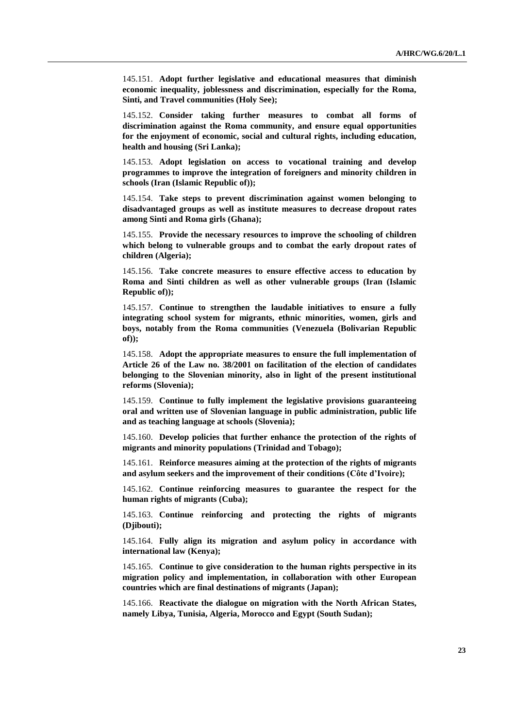145.151. **Adopt further legislative and educational measures that diminish economic inequality, joblessness and discrimination, especially for the Roma, Sinti, and Travel communities (Holy See);**

145.152. **Consider taking further measures to combat all forms of discrimination against the Roma community, and ensure equal opportunities for the enjoyment of economic, social and cultural rights, including education, health and housing (Sri Lanka);**

145.153. **Adopt legislation on access to vocational training and develop programmes to improve the integration of foreigners and minority children in schools (Iran (Islamic Republic of));**

145.154. **Take steps to prevent discrimination against women belonging to disadvantaged groups as well as institute measures to decrease dropout rates among Sinti and Roma girls (Ghana);**

145.155. **Provide the necessary resources to improve the schooling of children which belong to vulnerable groups and to combat the early dropout rates of children (Algeria);**

145.156. **Take concrete measures to ensure effective access to education by Roma and Sinti children as well as other vulnerable groups (Iran (Islamic Republic of));**

145.157. **Continue to strengthen the laudable initiatives to ensure a fully integrating school system for migrants, ethnic minorities, women, girls and boys, notably from the Roma communities (Venezuela (Bolivarian Republic of));**

145.158. **Adopt the appropriate measures to ensure the full implementation of Article 26 of the Law no. 38/2001 on facilitation of the election of candidates belonging to the Slovenian minority, also in light of the present institutional reforms (Slovenia);**

145.159. **Continue to fully implement the legislative provisions guaranteeing oral and written use of Slovenian language in public administration, public life and as teaching language at schools (Slovenia);**

145.160. **Develop policies that further enhance the protection of the rights of migrants and minority populations (Trinidad and Tobago);**

145.161. **Reinforce measures aiming at the protection of the rights of migrants and asylum seekers and the improvement of their conditions (Côte d'Ivoire);**

145.162. **Continue reinforcing measures to guarantee the respect for the human rights of migrants (Cuba);**

145.163. **Continue reinforcing and protecting the rights of migrants (Djibouti);**

145.164. **Fully align its migration and asylum policy in accordance with international law (Kenya);**

145.165. **Continue to give consideration to the human rights perspective in its migration policy and implementation, in collaboration with other European countries which are final destinations of migrants (Japan);**

145.166. **Reactivate the dialogue on migration with the North African States, namely Libya, Tunisia, Algeria, Morocco and Egypt (South Sudan);**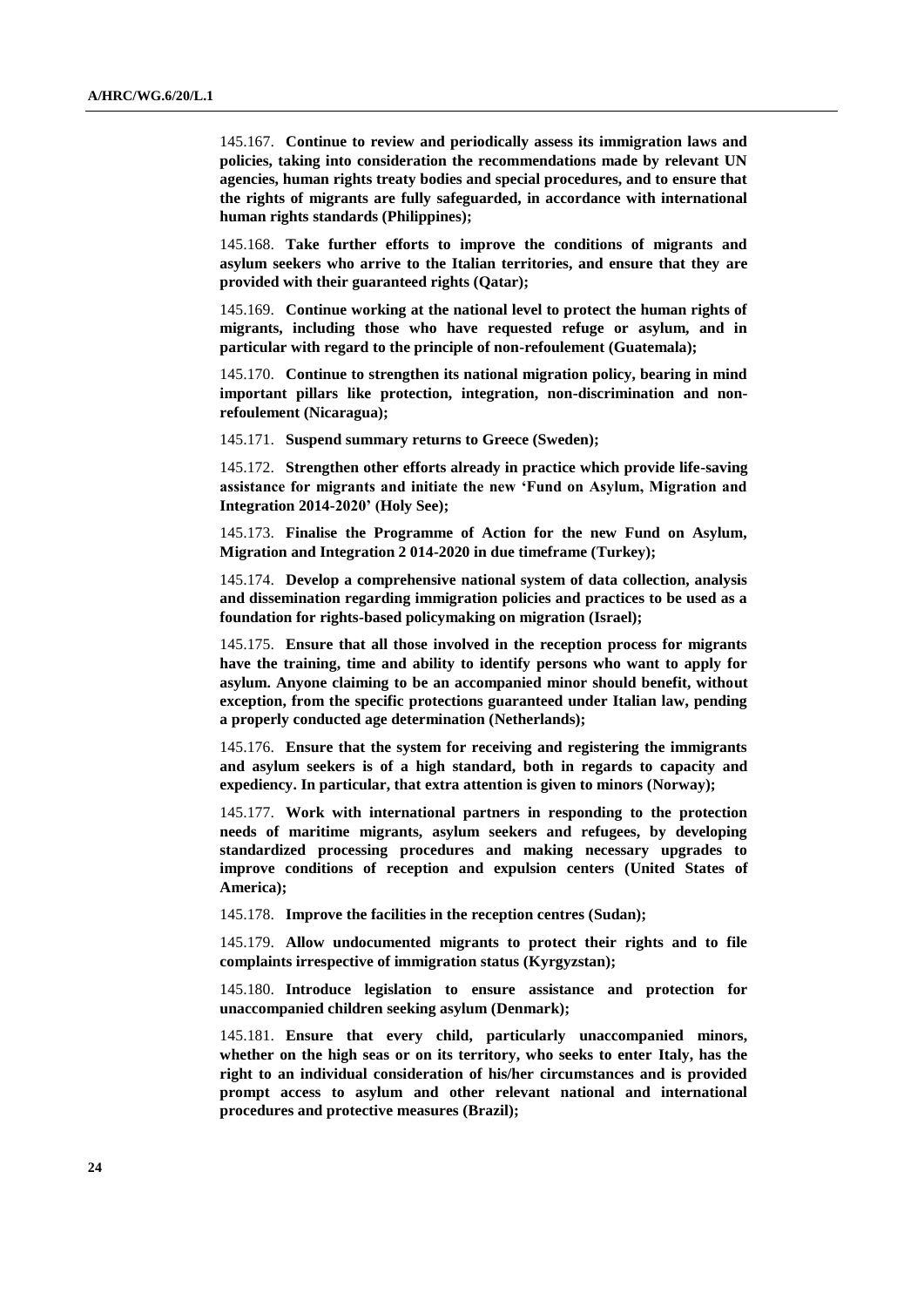145.167. **Continue to review and periodically assess its immigration laws and policies, taking into consideration the recommendations made by relevant UN agencies, human rights treaty bodies and special procedures, and to ensure that the rights of migrants are fully safeguarded, in accordance with international human rights standards (Philippines);**

145.168. **Take further efforts to improve the conditions of migrants and asylum seekers who arrive to the Italian territories, and ensure that they are provided with their guaranteed rights (Qatar);**

145.169. **Continue working at the national level to protect the human rights of migrants, including those who have requested refuge or asylum, and in particular with regard to the principle of non-refoulement (Guatemala);**

145.170. **Continue to strengthen its national migration policy, bearing in mind important pillars like protection, integration, non-discrimination and non-refoulement (Nicaragua);**

145.171. **Suspend summary returns to Greece (Sweden);**

145.172. **Strengthen other efforts already in practice which provide life-saving assistance for migrants and initiate the new 'Fund on Asylum, Migration and Integration 2014-2020' (Holy See);**

145.173. **Finalise the Programme of Action for the new Fund on Asylum, Migration and Integration 2 014-2020 in due timeframe (Turkey);**

145.174. **Develop a comprehensive national system of data collection, analysis and dissemination regarding immigration policies and practices to be used as a foundation for rights-based policymaking on migration (Israel);**

145.175. **Ensure that all those involved in the reception process for migrants have the training, time and ability to identify persons who want to apply for asylum. Anyone claiming to be an accompanied minor should benefit, without exception, from the specific protections guaranteed under Italian law, pending a properly conducted age determination (Netherlands);**

145.176. **Ensure that the system for receiving and registering the immigrants and asylum seekers is of a high standard, both in regards to capacity and expediency. In particular, that extra attention is given to minors (Norway);**

145.177. **Work with international partners in responding to the protection needs of maritime migrants, asylum seekers and refugees, by developing standardized processing procedures and making necessary upgrades to improve conditions of reception and expulsion centers (United States of America);**

145.178. **Improve the facilities in the reception centres (Sudan);**

145.179. **Allow undocumented migrants to protect their rights and to file complaints irrespective of immigration status (Kyrgyzstan);**

145.180. **Introduce legislation to ensure assistance and protection for unaccompanied children seeking asylum (Denmark);**

145.181. **Ensure that every child, particularly unaccompanied minors, whether on the high seas or on its territory, who seeks to enter Italy, has the right to an individual consideration of his/her circumstances and is provided prompt access to asylum and other relevant national and international procedures and protective measures (Brazil);**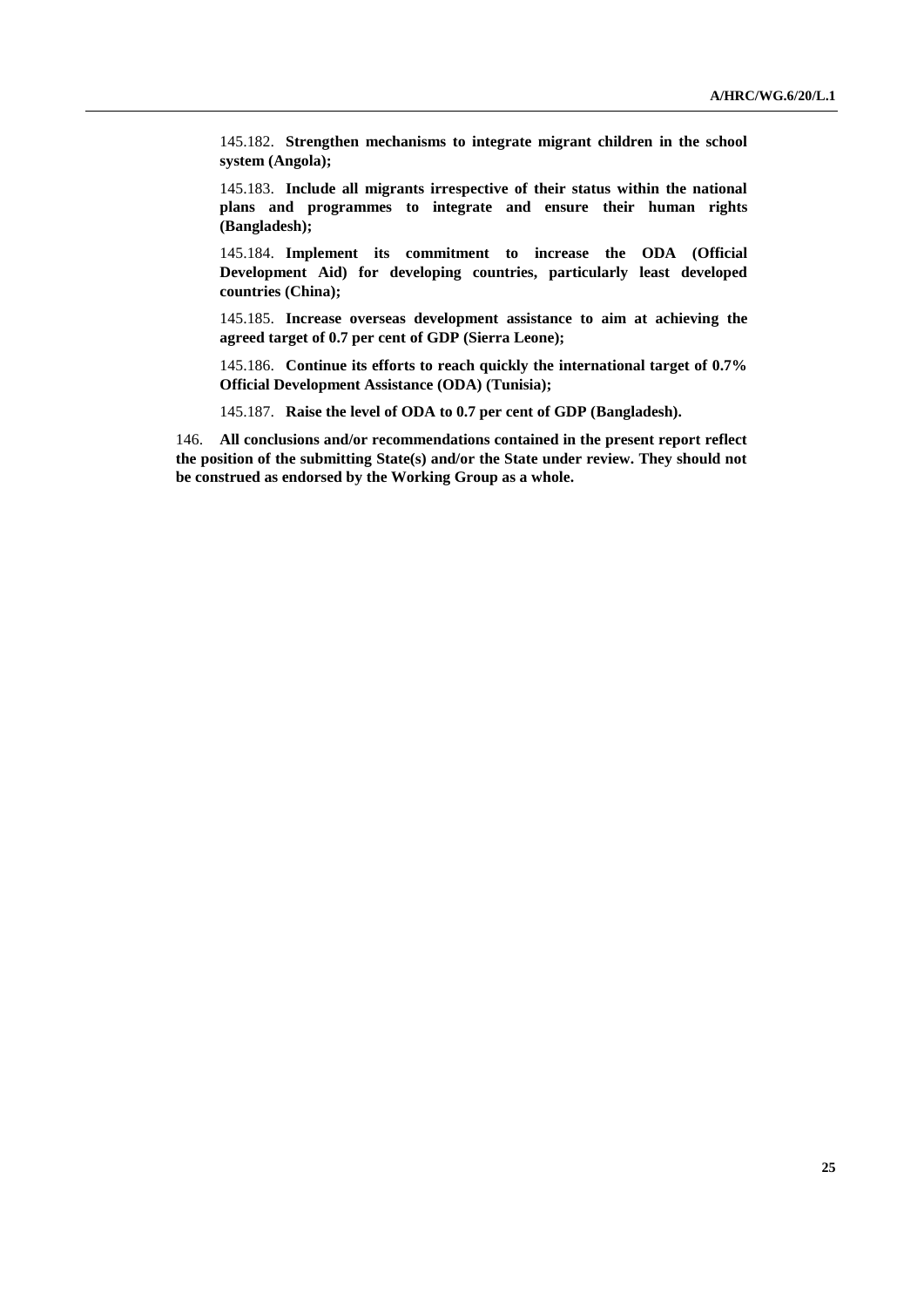145.182. **Strengthen mechanisms to integrate migrant children in the school system (Angola);**

145.183. **Include all migrants irrespective of their status within the national plans and programmes to integrate and ensure their human rights (Bangladesh);**

145.184. **Implement its commitment to increase the ODA (Official Development Aid) for developing countries, particularly least developed countries (China);**

145.185. **Increase overseas development assistance to aim at achieving the agreed target of 0.7 per cent of GDP (Sierra Leone);**

145.186. **Continue its efforts to reach quickly the international target of 0.7% Official Development Assistance (ODA) (Tunisia);**

145.187. **Raise the level of ODA to 0.7 per cent of GDP (Bangladesh).**

146. **All conclusions and/or recommendations contained in the present report reflect the position of the submitting State(s) and/or the State under review. They should not be construed as endorsed by the Working Group as a whole.**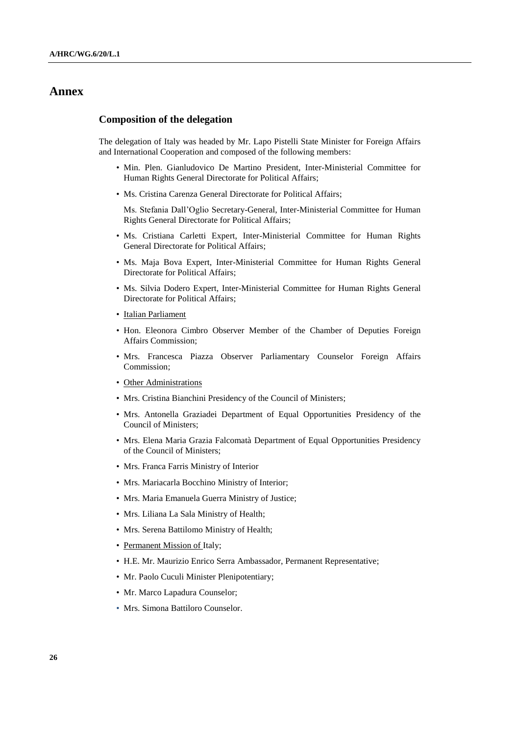# Annex

## Composition of the delegation

The delegation of Italy was headed by Mr. Lapo Pistelli State Minister for Foreign Affairs and International Cooperation and composed of the following members:

- Min. Plen. Gianludovico De Martino President, Inter-Ministerial Committee for Human Rights General Directorate for Political Affairs;
- Ms. Cristina Carenza General Directorate for Political Affairs;

  Ms. Stefania Dall'Oglio Secretary-General, Inter-Ministerial Committee for Human Rights General Directorate for Political Affairs;
- Ms. Cristiana Carletti Expert, Inter-Ministerial Committee for Human Rights General Directorate for Political Affairs;
- Ms. Maja Bova Expert, Inter-Ministerial Committee for Human Rights General Directorate for Political Affairs;
- Ms. Silvia Dodero Expert, Inter-Ministerial Committee for Human Rights General Directorate for Political Affairs;
- Italian Parliament
- Hon. Eleonora Cimbro Observer Member of the Chamber of Deputies Foreign Affairs Commission;
- Mrs. Francesca Piazza Observer Parliamentary Counselor Foreign Affairs Commission;
- Other Administrations
- Mrs. Cristina Bianchini Presidency of the Council of Ministers;
- Mrs. Antonella Graziadei Department of Equal Opportunities Presidency of the Council of Ministers;
- Mrs. Elena Maria Grazia Falcomatà Department of Equal Opportunities Presidency of the Council of Ministers;
- Mrs. Franca Farris Ministry of Interior
- Mrs. Mariacarla Bocchino Ministry of Interior;
- Mrs. Maria Emanuela Guerra Ministry of Justice;
- Mrs. Liliana La Sala Ministry of Health;
- Mrs. Serena Battilomo Ministry of Health;
- Permanent Mission of Italy;
- H.E. Mr. Maurizio Enrico Serra Ambassador, Permanent Representative;
- Mr. Paolo Cuculi Minister Plenipotentiary;
- Mr. Marco Lapadura Counselor;
- Mrs. Simona Battiloro Counselor.